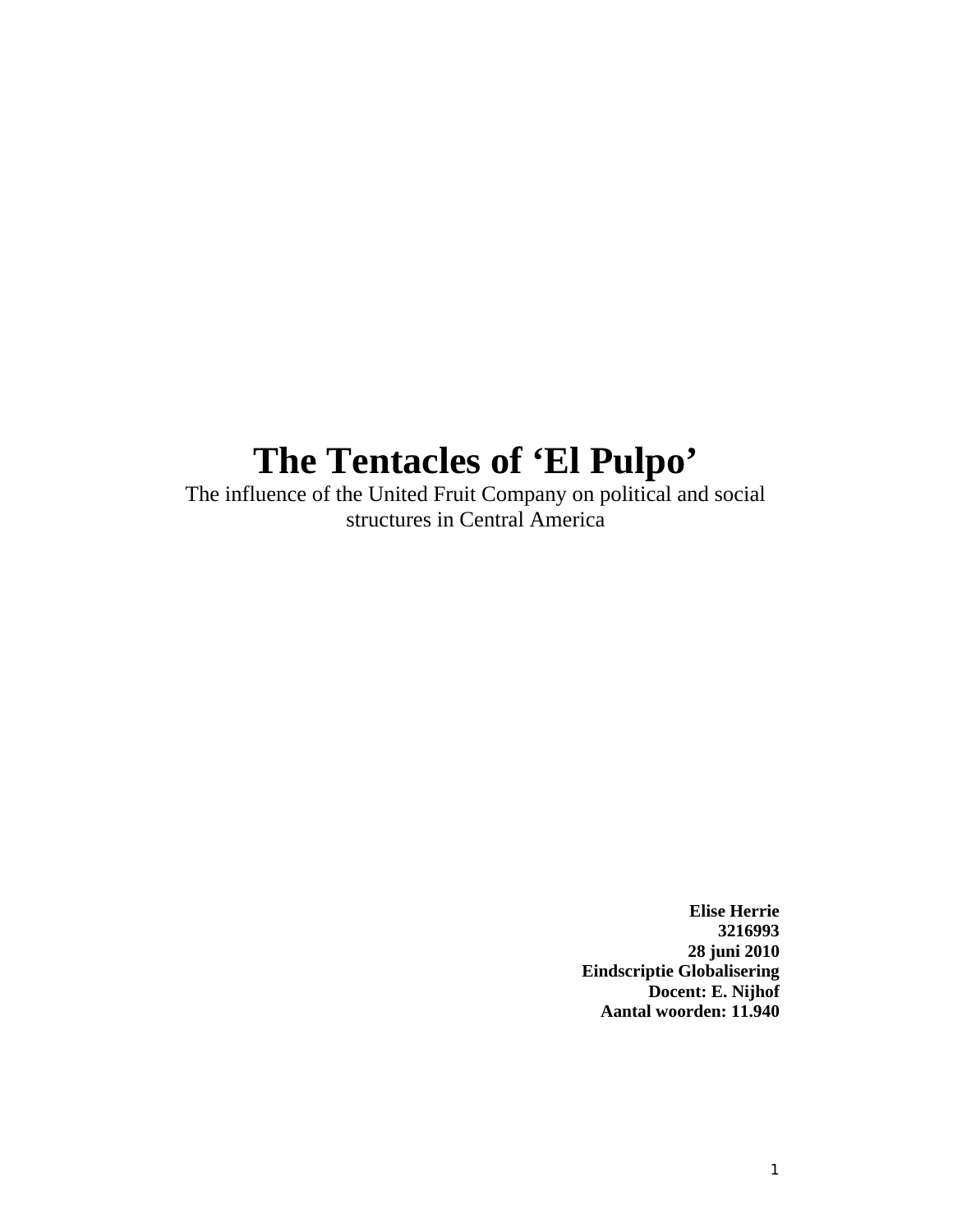# The Tentacles of ‘El Pulpo’

The influence of the United Fruit Company on political and social structures in Central America

**Elise Herrie**
**3216993**
**28 juni 2010**
**Eindscriptie Globalisering**
**Docent: E. Nijhof**
**Aantal woorden: 11.940**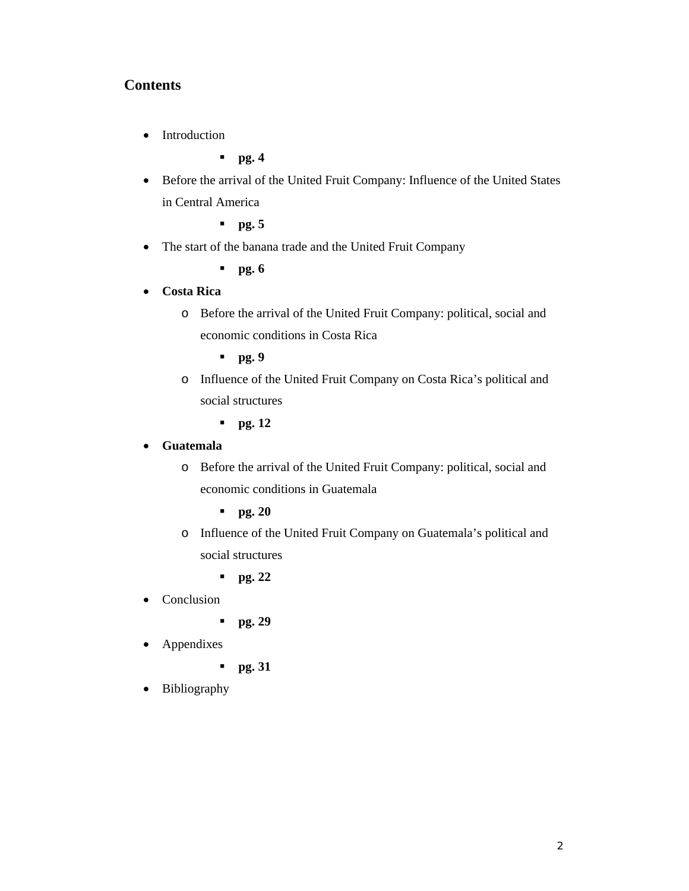## Contents

- Introduction
    - **pg. 4**
- Before the arrival of the United Fruit Company: Influence of the United States in Central America
    - **pg. 5**
- The start of the banana trade and the United Fruit Company
    - **pg. 6**
- **Costa Rica**
    - Before the arrival of the United Fruit Company: political, social and economic conditions in Costa Rica
        - **pg. 9**
    - Influence of the United Fruit Company on Costa Rica's political and social structures
        - **pg. 12**
- **Guatemala**
    - Before the arrival of the United Fruit Company: political, social and economic conditions in Guatemala
        - **pg. 20**
    - Influence of the United Fruit Company on Guatemala's political and social structures
        - **pg. 22**
- Conclusion
    - **pg. 29**
- Appendixes
    - **pg. 31**
- Bibliography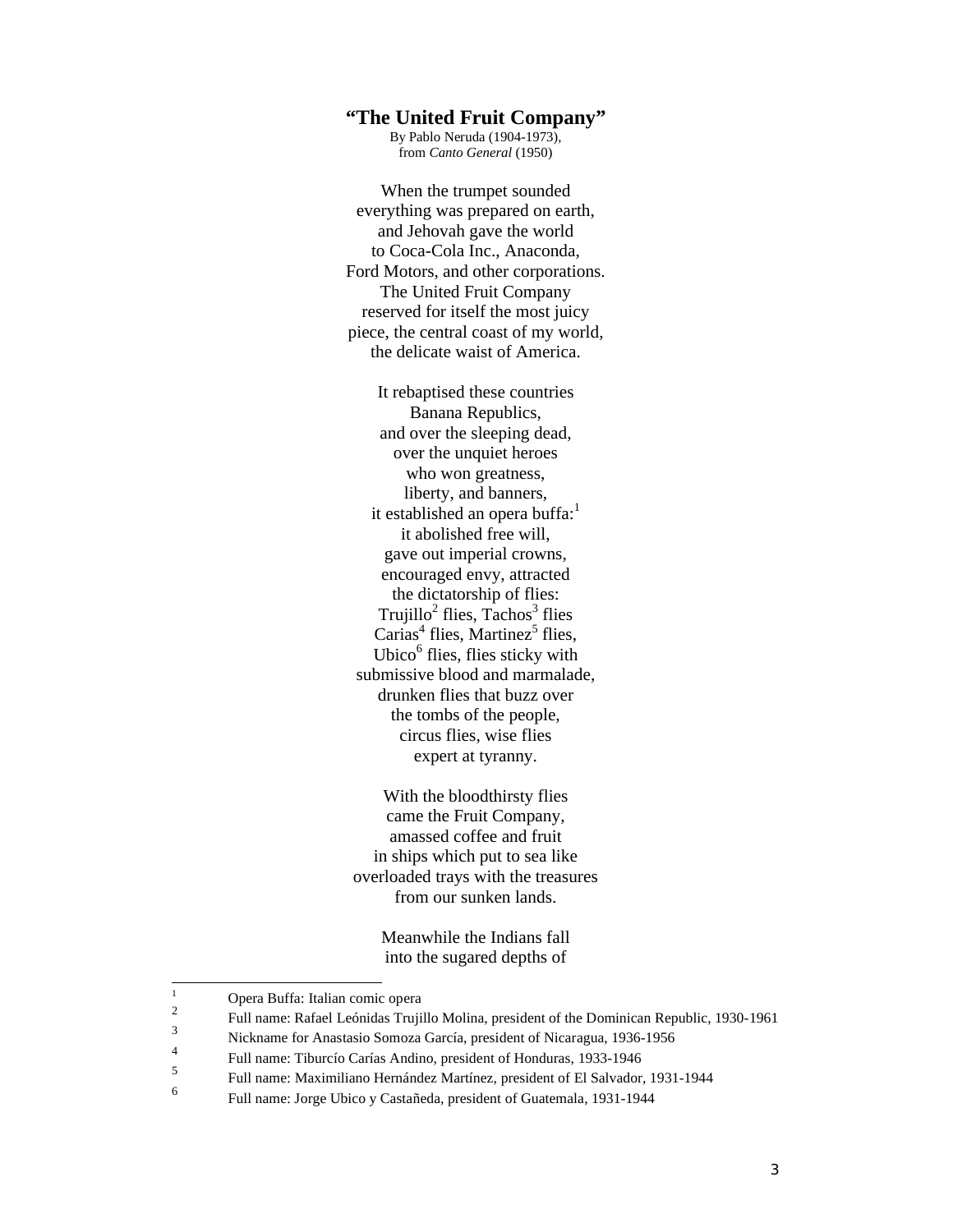## "The United Fruit Company"

By Pablo Neruda (1904-1973),
from *Canto General* (1950)

When the trumpet sounded
everything was prepared on earth,
and Jehovah gave the world
to Coca-Cola Inc., Anaconda,
Ford Motors, and other corporations.
The United Fruit Company
reserved for itself the most juicy
piece, the central coast of my world,
the delicate waist of America.

It rebaptised these countries
Banana Republics,
and over the sleeping dead,
over the unquiet heroes
who won greatness,
liberty, and banners,
it established an opera buffa:[1]
it abolished free will,
gave out imperial crowns,
encouraged envy, attracted
the dictatorship of flies:
Trujillo[2] flies, Tachos[3] flies
Carias[4] flies, Martinez[5] flies,
Ubico[6] flies, flies sticky with
submissive blood and marmalade,
drunken flies that buzz over
the tombs of the people,
circus flies, wise flies
expert at tyranny.

With the bloodthirsty flies
came the Fruit Company,
amassed coffee and fruit
in ships which put to sea like
overloaded trays with the treasures
from our sunken lands.

Meanwhile the Indians fall
into the sugared depths of

---

[1] Opera Buffa: Italian comic opera

[2] Full name: Rafael Leónidas Trujillo Molina, president of the Dominican Republic, 1930-1961

[3] Nickname for Anastasio Somoza García, president of Nicaragua, 1936-1956

[4] Full name: Tiburcío Carías Andino, president of Honduras, 1933-1946

[5] Full name: Maximiliano Hernández Martínez, president of El Salvador, 1931-1944

[6] Full name: Jorge Ubico y Castañeda, president of Guatemala, 1931-1944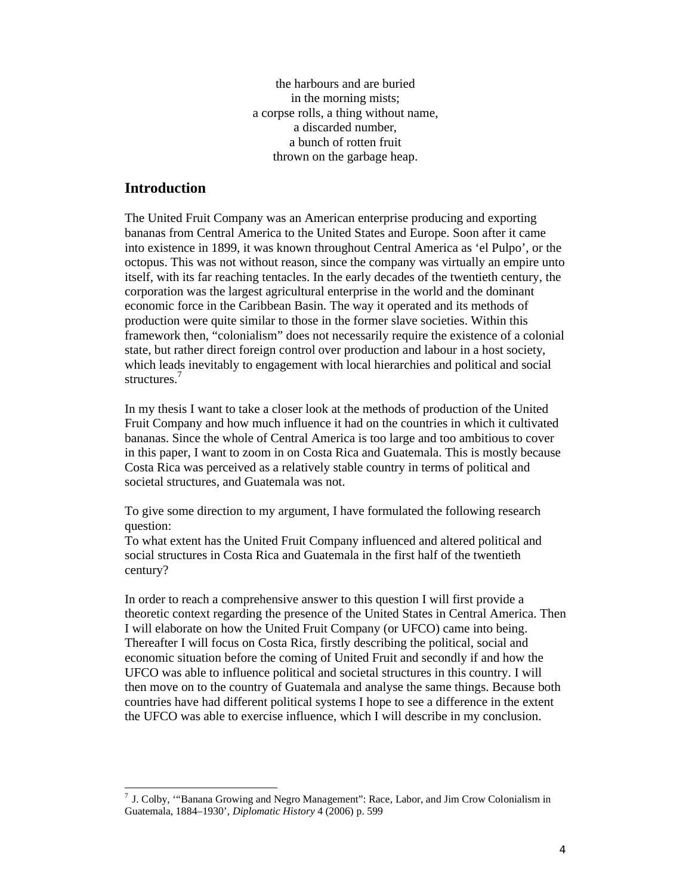the harbours and are buried
in the morning mists;
a corpse rolls, a thing without name,
a discarded number,
a bunch of rotten fruit
thrown on the garbage heap.

## Introduction

The United Fruit Company was an American enterprise producing and exporting bananas from Central America to the United States and Europe. Soon after it came into existence in 1899, it was known throughout Central America as 'el Pulpo', or the octopus. This was not without reason, since the company was virtually an empire unto itself, with its far reaching tentacles. In the early decades of the twentieth century, the corporation was the largest agricultural enterprise in the world and the dominant economic force in the Caribbean Basin. The way it operated and its methods of production were quite similar to those in the former slave societies. Within this framework then, "colonialism" does not necessarily require the existence of a colonial state, but rather direct foreign control over production and labour in a host society, which leads inevitably to engagement with local hierarchies and political and social structures.[7]

In my thesis I want to take a closer look at the methods of production of the United Fruit Company and how much influence it had on the countries in which it cultivated bananas. Since the whole of Central America is too large and too ambitious to cover in this paper, I want to zoom in on Costa Rica and Guatemala. This is mostly because Costa Rica was perceived as a relatively stable country in terms of political and societal structures, and Guatemala was not.

To give some direction to my argument, I have formulated the following research question:
To what extent has the United Fruit Company influenced and altered political and social structures in Costa Rica and Guatemala in the first half of the twentieth century?

In order to reach a comprehensive answer to this question I will first provide a theoretic context regarding the presence of the United States in Central America. Then I will elaborate on how the United Fruit Company (or UFCO) came into being. Thereafter I will focus on Costa Rica, firstly describing the political, social and economic situation before the coming of United Fruit and secondly if and how the UFCO was able to influence political and societal structures in this country. I will then move on to the country of Guatemala and analyse the same things. Because both countries have had different political systems I hope to see a difference in the extent the UFCO was able to exercise influence, which I will describe in my conclusion.

---

[7] J. Colby, '"Banana Growing and Negro Management": Race, Labor, and Jim Crow Colonialism in Guatemala, 1884–1930', *Diplomatic History* 4 (2006) p. 599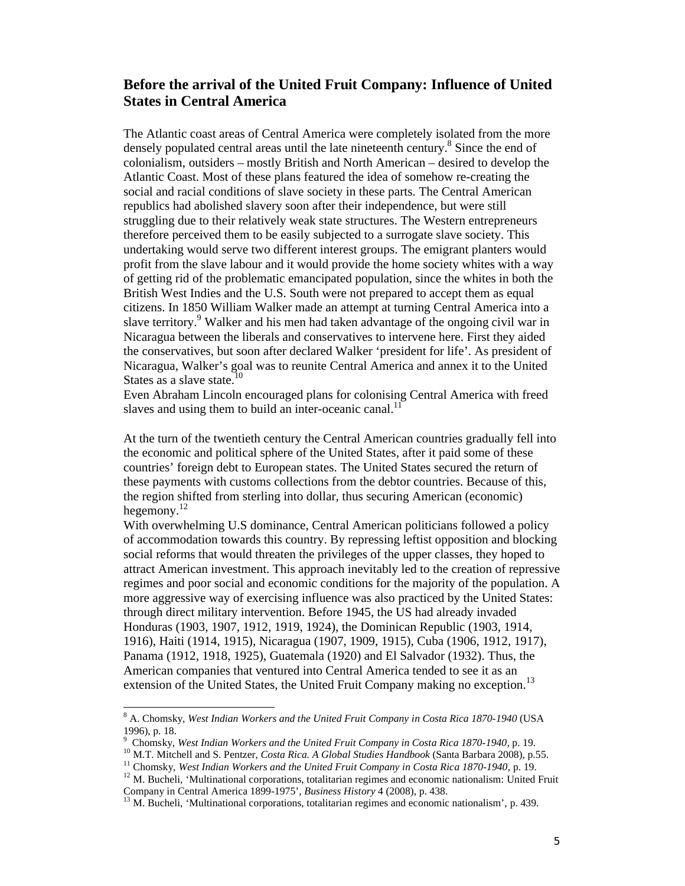## Before the arrival of the United Fruit Company: Influence of United States in Central America

The Atlantic coast areas of Central America were completely isolated from the more densely populated central areas until the late nineteenth century.[8] Since the end of colonialism, outsiders – mostly British and North American – desired to develop the Atlantic Coast. Most of these plans featured the idea of somehow re-creating the social and racial conditions of slave society in these parts. The Central American republics had abolished slavery soon after their independence, but were still struggling due to their relatively weak state structures. The Western entrepreneurs therefore perceived them to be easily subjected to a surrogate slave society. This undertaking would serve two different interest groups. The emigrant planters would profit from the slave labour and it would provide the home society whites with a way of getting rid of the problematic emancipated population, since the whites in both the British West Indies and the U.S. South were not prepared to accept them as equal citizens. In 1850 William Walker made an attempt at turning Central America into a slave territory.[9] Walker and his men had taken advantage of the ongoing civil war in Nicaragua between the liberals and conservatives to intervene here. First they aided the conservatives, but soon after declared Walker 'president for life'. As president of Nicaragua, Walker's goal was to reunite Central America and annex it to the United States as a slave state.[10]
Even Abraham Lincoln encouraged plans for colonising Central America with freed slaves and using them to build an inter-oceanic canal.[11]

At the turn of the twentieth century the Central American countries gradually fell into the economic and political sphere of the United States, after it paid some of these countries' foreign debt to European states. The United States secured the return of these payments with customs collections from the debtor countries. Because of this, the region shifted from sterling into dollar, thus securing American (economic) hegemony.[12]
With overwhelming U.S dominance, Central American politicians followed a policy of accommodation towards this country. By repressing leftist opposition and blocking social reforms that would threaten the privileges of the upper classes, they hoped to attract American investment. This approach inevitably led to the creation of repressive regimes and poor social and economic conditions for the majority of the population. A more aggressive way of exercising influence was also practiced by the United States: through direct military intervention. Before 1945, the US had already invaded Honduras (1903, 1907, 1912, 1919, 1924), the Dominican Republic (1903, 1914, 1916), Haiti (1914, 1915), Nicaragua (1907, 1909, 1915), Cuba (1906, 1912, 1917), Panama (1912, 1918, 1925), Guatemala (1920) and El Salvador (1932). Thus, the American companies that ventured into Central America tended to see it as an extension of the United States, the United Fruit Company making no exception.[13]

---

[8] A. Chomsky, *West Indian Workers and the United Fruit Company in Costa Rica 1870-1940* (USA 1996), p. 18.
[9] Chomsky, *West Indian Workers and the United Fruit Company in Costa Rica 1870-1940*, p. 19.
[10] M.T. Mitchell and S. Pentzer, *Costa Rica. A Global Studies Handbook* (Santa Barbara 2008), p.55.
[11] Chomsky, *West Indian Workers and the United Fruit Company in Costa Rica 1870-1940*, p. 19.
[12] M. Bucheli, 'Multinational corporations, totalitarian regimes and economic nationalism: United Fruit Company in Central America 1899-1975', *Business History* 4 (2008), p. 438.
[13] M. Bucheli, 'Multinational corporations, totalitarian regimes and economic nationalism', p. 439.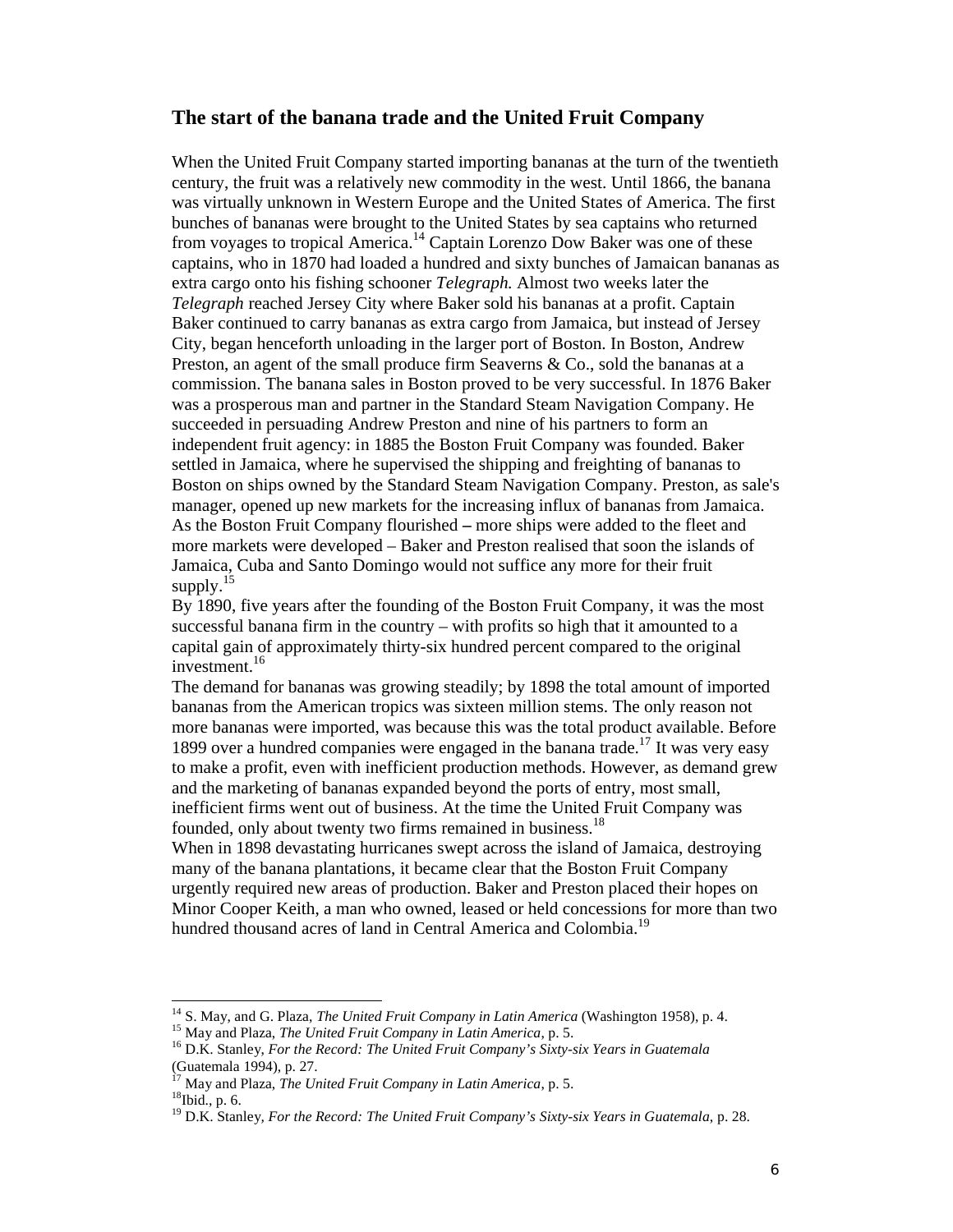## The start of the banana trade and the United Fruit Company

When the United Fruit Company started importing bananas at the turn of the twentieth century, the fruit was a relatively new commodity in the west. Until 1866, the banana was virtually unknown in Western Europe and the United States of America. The first bunches of bananas were brought to the United States by sea captains who returned from voyages to tropical America.[14] Captain Lorenzo Dow Baker was one of these captains, who in 1870 had loaded a hundred and sixty bunches of Jamaican bananas as extra cargo onto his fishing schooner *Telegraph.* Almost two weeks later the *Telegraph* reached Jersey City where Baker sold his bananas at a profit. Captain Baker continued to carry bananas as extra cargo from Jamaica, but instead of Jersey City, began henceforth unloading in the larger port of Boston. In Boston, Andrew Preston, an agent of the small produce firm Seaverns & Co., sold the bananas at a commission. The banana sales in Boston proved to be very successful. In 1876 Baker was a prosperous man and partner in the Standard Steam Navigation Company. He succeeded in persuading Andrew Preston and nine of his partners to form an independent fruit agency: in 1885 the Boston Fruit Company was founded. Baker settled in Jamaica, where he supervised the shipping and freighting of bananas to Boston on ships owned by the Standard Steam Navigation Company. Preston, as sale's manager, opened up new markets for the increasing influx of bananas from Jamaica. As the Boston Fruit Company flourished – more ships were added to the fleet and more markets were developed – Baker and Preston realised that soon the islands of Jamaica, Cuba and Santo Domingo would not suffice any more for their fruit supply.[15]

By 1890, five years after the founding of the Boston Fruit Company, it was the most successful banana firm in the country – with profits so high that it amounted to a capital gain of approximately thirty-six hundred percent compared to the original investment.[16]

The demand for bananas was growing steadily; by 1898 the total amount of imported bananas from the American tropics was sixteen million stems. The only reason not more bananas were imported, was because this was the total product available. Before 1899 over a hundred companies were engaged in the banana trade.[17] It was very easy to make a profit, even with inefficient production methods. However, as demand grew and the marketing of bananas expanded beyond the ports of entry, most small, inefficient firms went out of business. At the time the United Fruit Company was founded, only about twenty two firms remained in business.[18]

When in 1898 devastating hurricanes swept across the island of Jamaica, destroying many of the banana plantations, it became clear that the Boston Fruit Company urgently required new areas of production. Baker and Preston placed their hopes on Minor Cooper Keith, a man who owned, leased or held concessions for more than two hundred thousand acres of land in Central America and Colombia.[19]

---

[14] S. May, and G. Plaza, *The United Fruit Company in Latin America* (Washington 1958), p. 4.
[15] May and Plaza, *The United Fruit Company in Latin America*, p. 5.
[16] D.K. Stanley, *For the Record: The United Fruit Company's Sixty-six Years in Guatemala* (Guatemala 1994), p. 27.
[17] May and Plaza, *The United Fruit Company in Latin America*, p. 5.
[18] Ibid., p. 6.
[19] D.K. Stanley, *For the Record: The United Fruit Company's Sixty-six Years in Guatemala*, p. 28.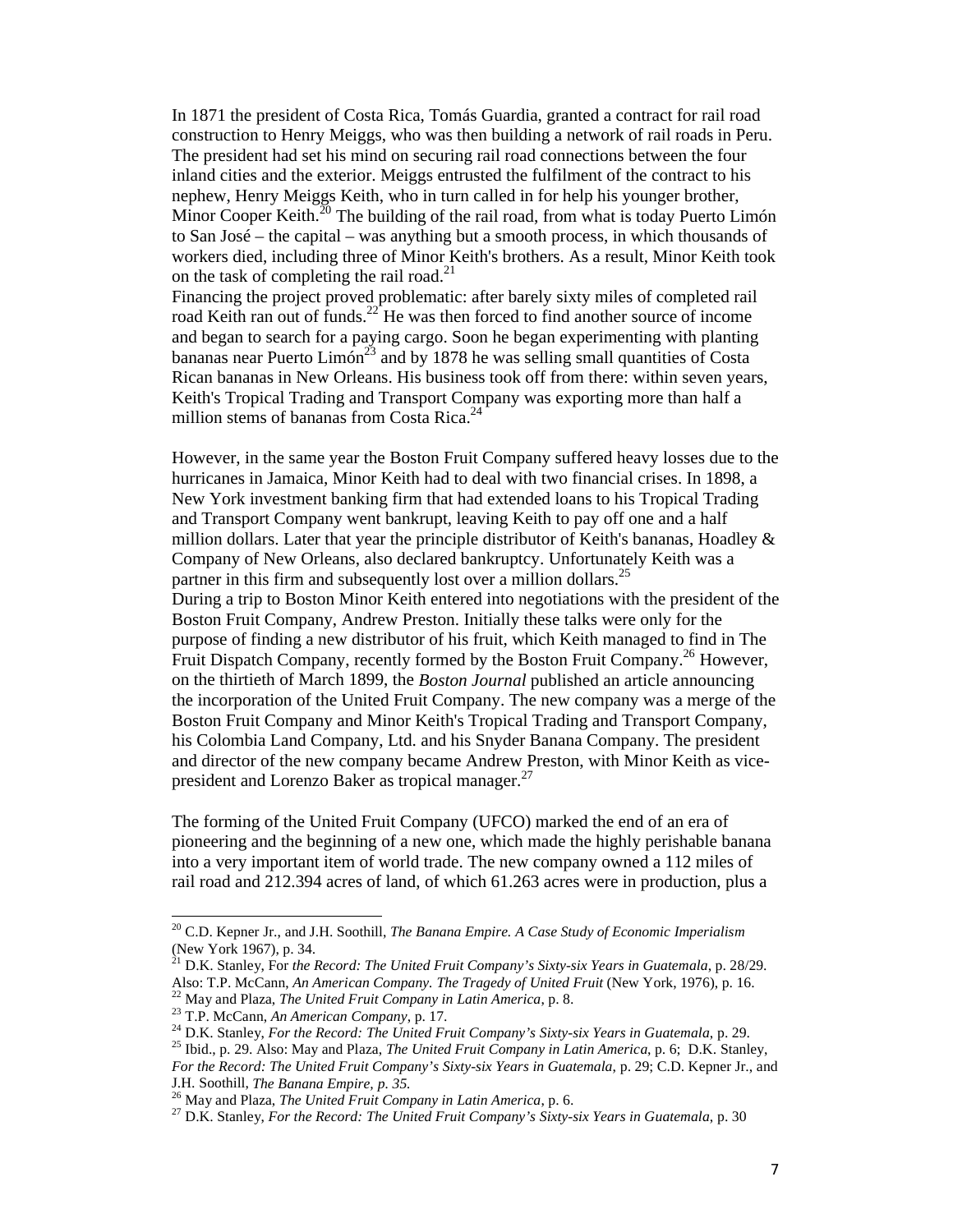In 1871 the president of Costa Rica, Tomás Guardia, granted a contract for rail road construction to Henry Meiggs, who was then building a network of rail roads in Peru. The president had set his mind on securing rail road connections between the four inland cities and the exterior. Meiggs entrusted the fulfilment of the contract to his nephew, Henry Meiggs Keith, who in turn called in for help his younger brother, Minor Cooper Keith.[20] The building of the rail road, from what is today Puerto Limón to San José – the capital – was anything but a smooth process, in which thousands of workers died, including three of Minor Keith's brothers. As a result, Minor Keith took on the task of completing the rail road.[21]

Financing the project proved problematic: after barely sixty miles of completed rail road Keith ran out of funds.[22] He was then forced to find another source of income and began to search for a paying cargo. Soon he began experimenting with planting bananas near Puerto Limón[23] and by 1878 he was selling small quantities of Costa Rican bananas in New Orleans. His business took off from there: within seven years, Keith's Tropical Trading and Transport Company was exporting more than half a million stems of bananas from Costa Rica.[24]

However, in the same year the Boston Fruit Company suffered heavy losses due to the hurricanes in Jamaica, Minor Keith had to deal with two financial crises. In 1898, a New York investment banking firm that had extended loans to his Tropical Trading and Transport Company went bankrupt, leaving Keith to pay off one and a half million dollars. Later that year the principle distributor of Keith's bananas, Hoadley & Company of New Orleans, also declared bankruptcy. Unfortunately Keith was a partner in this firm and subsequently lost over a million dollars.[25]

During a trip to Boston Minor Keith entered into negotiations with the president of the Boston Fruit Company, Andrew Preston. Initially these talks were only for the purpose of finding a new distributor of his fruit, which Keith managed to find in The Fruit Dispatch Company, recently formed by the Boston Fruit Company.[26] However, on the thirtieth of March 1899, the *Boston Journal* published an article announcing the incorporation of the United Fruit Company. The new company was a merge of the Boston Fruit Company and Minor Keith's Tropical Trading and Transport Company, his Colombia Land Company, Ltd. and his Snyder Banana Company. The president and director of the new company became Andrew Preston, with Minor Keith as vice-president and Lorenzo Baker as tropical manager.[27]

The forming of the United Fruit Company (UFCO) marked the end of an era of pioneering and the beginning of a new one, which made the highly perishable banana into a very important item of world trade. The new company owned a 112 miles of rail road and 212.394 acres of land, of which 61.263 acres were in production, plus a

---

[20] C.D. Kepner Jr., and J.H. Soothill, *The Banana Empire. A Case Study of Economic Imperialism* (New York 1967), p. 34.

[21] D.K. Stanley, For *the Record: The United Fruit Company's Sixty-six Years in Guatemala*, p. 28/29. Also: T.P. McCann, *An American Company. The Tragedy of United Fruit* (New York, 1976), p. 16.

[22] May and Plaza, *The United Fruit Company in Latin America*, p. 8.

[23] T.P. McCann, *An American Company*, p. 17.

[24] D.K. Stanley, *For the Record: The United Fruit Company's Sixty-six Years in Guatemala*, p. 29.

[25] Ibid., p. 29. Also: May and Plaza, *The United Fruit Company in Latin America*, p. 6; D.K. Stanley, *For the Record: The United Fruit Company's Sixty-six Years in Guatemala*, p. 29; C.D. Kepner Jr., and J.H. Soothill, *The Banana Empire, p. 35.*

[26] May and Plaza, *The United Fruit Company in Latin America*, p. 6.

[27] D.K. Stanley, *For the Record: The United Fruit Company's Sixty-six Years in Guatemala*, p. 30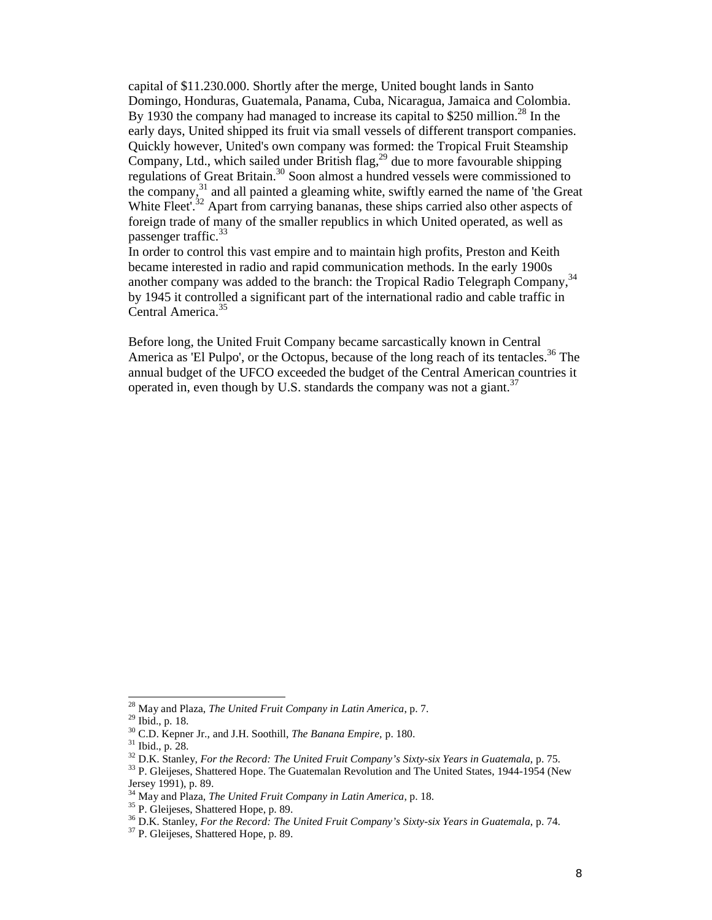capital of $11.230.000. Shortly after the merge, United bought lands in Santo Domingo, Honduras, Guatemala, Panama, Cuba, Nicaragua, Jamaica and Colombia. By 1930 the company had managed to increase its capital to $250 million.[28] In the early days, United shipped its fruit via small vessels of different transport companies. Quickly however, United's own company was formed: the Tropical Fruit Steamship Company, Ltd., which sailed under British flag,[29] due to more favourable shipping regulations of Great Britain.[30] Soon almost a hundred vessels were commissioned to the company,[31] and all painted a gleaming white, swiftly earned the name of 'the Great White Fleet'.[32] Apart from carrying bananas, these ships carried also other aspects of foreign trade of many of the smaller republics in which United operated, as well as passenger traffic.[33]
In order to control this vast empire and to maintain high profits, Preston and Keith became interested in radio and rapid communication methods. In the early 1900s another company was added to the branch: the Tropical Radio Telegraph Company,[34] by 1945 it controlled a significant part of the international radio and cable traffic in Central America.[35]

Before long, the United Fruit Company became sarcastically known in Central America as 'El Pulpo', or the Octopus, because of the long reach of its tentacles.[36] The annual budget of the UFCO exceeded the budget of the Central American countries it operated in, even though by U.S. standards the company was not a giant.[37]

---

[28] May and Plaza, *The United Fruit Company in Latin America*, p. 7.
[29] Ibid., p. 18.
[30] C.D. Kepner Jr., and J.H. Soothill, *The Banana Empire*, p. 180.
[31] Ibid., p. 28.
[32] D.K. Stanley, *For the Record: The United Fruit Company's Sixty-six Years in Guatemala*, p. 75.
[33] P. Gleijeses, Shattered Hope. The Guatemalan Revolution and The United States, 1944-1954 (New Jersey 1991), p. 89.
[34] May and Plaza, *The United Fruit Company in Latin America*, p. 18.
[35] P. Gleijeses, Shattered Hope, p. 89.
[36] D.K. Stanley, *For the Record: The United Fruit Company's Sixty-six Years in Guatemala*, p. 74.
[37] P. Gleijeses, Shattered Hope, p. 89.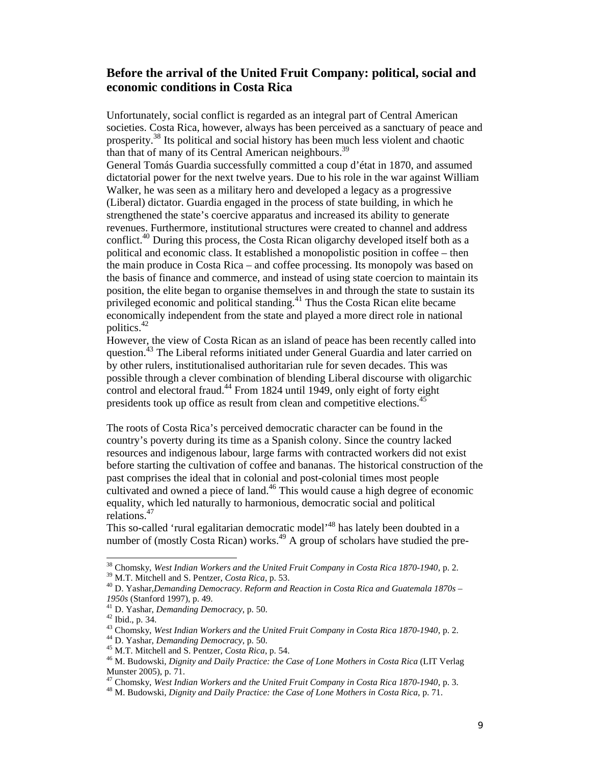## Before the arrival of the United Fruit Company: political, social and economic conditions in Costa Rica

Unfortunately, social conflict is regarded as an integral part of Central American societies. Costa Rica, however, always has been perceived as a sanctuary of peace and prosperity.[38] Its political and social history has been much less violent and chaotic than that of many of its Central American neighbours.[39]

General Tomás Guardia successfully committed a coup d'état in 1870, and assumed dictatorial power for the next twelve years. Due to his role in the war against William Walker, he was seen as a military hero and developed a legacy as a progressive (Liberal) dictator. Guardia engaged in the process of state building, in which he strengthened the state's coercive apparatus and increased its ability to generate revenues. Furthermore, institutional structures were created to channel and address conflict.[40] During this process, the Costa Rican oligarchy developed itself both as a political and economic class. It established a monopolistic position in coffee – then the main produce in Costa Rica – and coffee processing. Its monopoly was based on the basis of finance and commerce, and instead of using state coercion to maintain its position, the elite began to organise themselves in and through the state to sustain its privileged economic and political standing.[41] Thus the Costa Rican elite became economically independent from the state and played a more direct role in national politics.[42]

However, the view of Costa Rican as an island of peace has been recently called into question.[43] The Liberal reforms initiated under General Guardia and later carried on by other rulers, institutionalised authoritarian rule for seven decades. This was possible through a clever combination of blending Liberal discourse with oligarchic control and electoral fraud.[44] From 1824 until 1949, only eight of forty eight presidents took up office as result from clean and competitive elections.[45]

The roots of Costa Rica's perceived democratic character can be found in the country's poverty during its time as a Spanish colony. Since the country lacked resources and indigenous labour, large farms with contracted workers did not exist before starting the cultivation of coffee and bananas. The historical construction of the past comprises the ideal that in colonial and post-colonial times most people cultivated and owned a piece of land.[46] This would cause a high degree of economic equality, which led naturally to harmonious, democratic social and political relations.[47]

This so-called 'rural egalitarian democratic model'[48] has lately been doubted in a number of (mostly Costa Rican) works.[49] A group of scholars have studied the pre-

---

[38] Chomsky, *West Indian Workers and the United Fruit Company in Costa Rica 1870-1940*, p. 2.

[39] M.T. Mitchell and S. Pentzer, *Costa Rica*, p. 53.

[40] D. Yashar,*Demanding Democracy. Reform and Reaction in Costa Rica and Guatemala 1870s – 1950s* (Stanford 1997), p. 49.

[41] D. Yashar, *Demanding Democracy*, p. 50.

[42] Ibid., p. 34.

[43] Chomsky, *West Indian Workers and the United Fruit Company in Costa Rica 1870-1940*, p. 2.

[44] D. Yashar, *Demanding Democracy*, p. 50.

[45] M.T. Mitchell and S. Pentzer, *Costa Rica*, p. 54.

[46] M. Budowski, *Dignity and Daily Practice: the Case of Lone Mothers in Costa Rica* (LIT Verlag Munster 2005), p. 71.

[47] Chomsky, *West Indian Workers and the United Fruit Company in Costa Rica 1870-1940*, p. 3.

[48] M. Budowski, *Dignity and Daily Practice: the Case of Lone Mothers in Costa Rica*, p. 71.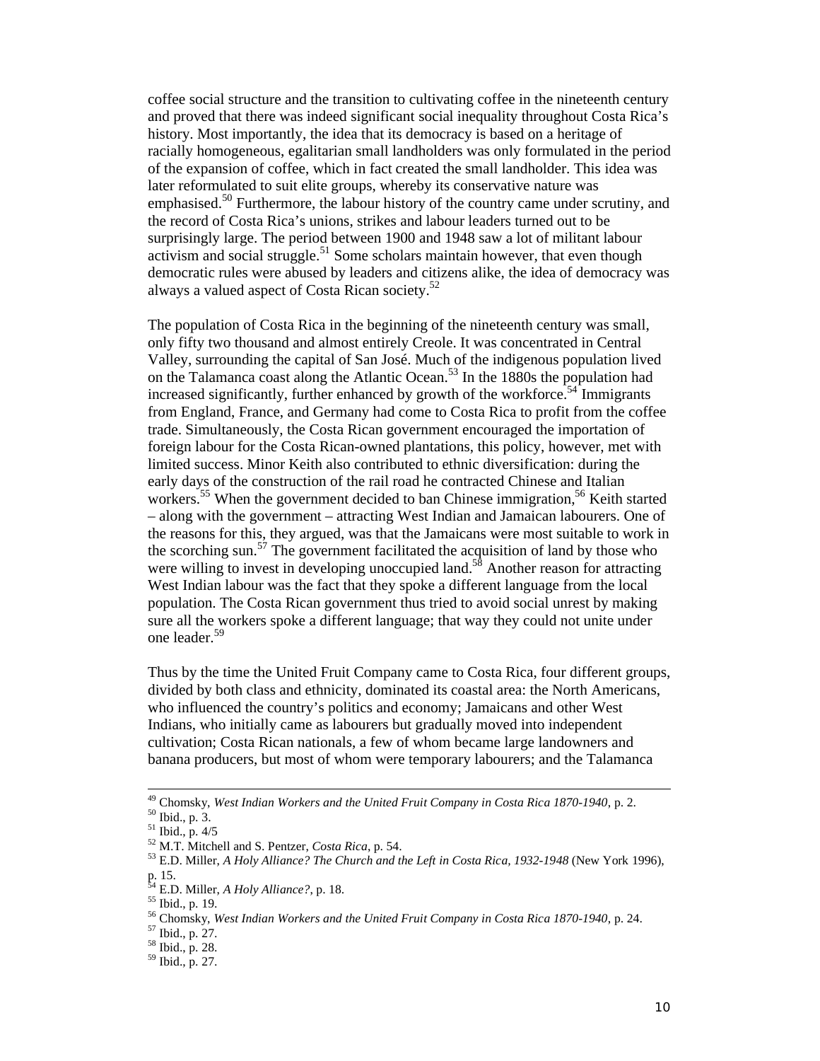coffee social structure and the transition to cultivating coffee in the nineteenth century and proved that there was indeed significant social inequality throughout Costa Rica's history. Most importantly, the idea that its democracy is based on a heritage of racially homogeneous, egalitarian small landholders was only formulated in the period of the expansion of coffee, which in fact created the small landholder. This idea was later reformulated to suit elite groups, whereby its conservative nature was emphasised.[50] Furthermore, the labour history of the country came under scrutiny, and the record of Costa Rica's unions, strikes and labour leaders turned out to be surprisingly large. The period between 1900 and 1948 saw a lot of militant labour activism and social struggle.[51] Some scholars maintain however, that even though democratic rules were abused by leaders and citizens alike, the idea of democracy was always a valued aspect of Costa Rican society.[52]

The population of Costa Rica in the beginning of the nineteenth century was small, only fifty two thousand and almost entirely Creole. It was concentrated in Central Valley, surrounding the capital of San José. Much of the indigenous population lived on the Talamanca coast along the Atlantic Ocean.[53] In the 1880s the population had increased significantly, further enhanced by growth of the workforce.[54] Immigrants from England, France, and Germany had come to Costa Rica to profit from the coffee trade. Simultaneously, the Costa Rican government encouraged the importation of foreign labour for the Costa Rican-owned plantations, this policy, however, met with limited success. Minor Keith also contributed to ethnic diversification: during the early days of the construction of the rail road he contracted Chinese and Italian workers.[55] When the government decided to ban Chinese immigration,[56] Keith started – along with the government – attracting West Indian and Jamaican labourers. One of the reasons for this, they argued, was that the Jamaicans were most suitable to work in the scorching sun.[57] The government facilitated the acquisition of land by those who were willing to invest in developing unoccupied land.[58] Another reason for attracting West Indian labour was the fact that they spoke a different language from the local population. The Costa Rican government thus tried to avoid social unrest by making sure all the workers spoke a different language; that way they could not unite under one leader.[59]

Thus by the time the United Fruit Company came to Costa Rica, four different groups, divided by both class and ethnicity, dominated its coastal area: the North Americans, who influenced the country's politics and economy; Jamaicans and other West Indians, who initially came as labourers but gradually moved into independent cultivation; Costa Rican nationals, a few of whom became large landowners and banana producers, but most of whom were temporary labourers; and the Talamanca

---

[49] Chomsky, *West Indian Workers and the United Fruit Company in Costa Rica 1870-1940*, p. 2.
[50] Ibid., p. 3.
[51] Ibid., p. 4/5
[52] M.T. Mitchell and S. Pentzer, *Costa Rica*, p. 54.
[53] E.D. Miller, *A Holy Alliance? The Church and the Left in Costa Rica, 1932-1948* (New York 1996), p. 15.
[54] E.D. Miller, *A Holy Alliance?*, p. 18.
[55] Ibid., p. 19.
[56] Chomsky, *West Indian Workers and the United Fruit Company in Costa Rica 1870-1940*, p. 24.
[57] Ibid., p. 27.
[58] Ibid., p. 28.
[59] Ibid., p. 27.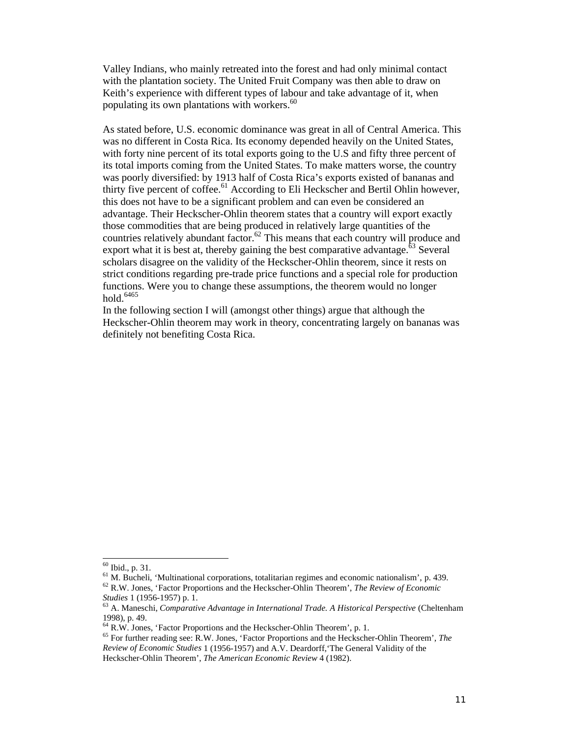Valley Indians, who mainly retreated into the forest and had only minimal contact with the plantation society. The United Fruit Company was then able to draw on Keith's experience with different types of labour and take advantage of it, when populating its own plantations with workers.[60]

As stated before, U.S. economic dominance was great in all of Central America. This was no different in Costa Rica. Its economy depended heavily on the United States, with forty nine percent of its total exports going to the U.S and fifty three percent of its total imports coming from the United States. To make matters worse, the country was poorly diversified: by 1913 half of Costa Rica's exports existed of bananas and thirty five percent of coffee.[61] According to Eli Heckscher and Bertil Ohlin however, this does not have to be a significant problem and can even be considered an advantage. Their Heckscher-Ohlin theorem states that a country will export exactly those commodities that are being produced in relatively large quantities of the countries relatively abundant factor.[62] This means that each country will produce and export what it is best at, thereby gaining the best comparative advantage.[63] Several scholars disagree on the validity of the Heckscher-Ohlin theorem, since it rests on strict conditions regarding pre-trade price functions and a special role for production functions. Were you to change these assumptions, the theorem would no longer hold.[64][65]

In the following section I will (amongst other things) argue that although the Heckscher-Ohlin theorem may work in theory, concentrating largely on bananas was definitely not benefiting Costa Rica.

---

[60] Ibid., p. 31.

[61] M. Bucheli, 'Multinational corporations, totalitarian regimes and economic nationalism', p. 439.

[62] R.W. Jones, 'Factor Proportions and the Heckscher-Ohlin Theorem', *The Review of Economic Studies* 1 (1956-1957) p. 1.

[63] A. Maneschi, *Comparative Advantage in International Trade. A Historical Perspective* (Cheltenham 1998), p. 49.

[64] R.W. Jones, 'Factor Proportions and the Heckscher-Ohlin Theorem', p. 1.

[65] For further reading see: R.W. Jones, 'Factor Proportions and the Heckscher-Ohlin Theorem', *The Review of Economic Studies* 1 (1956-1957) and A.V. Deardorff,'The General Validity of the Heckscher-Ohlin Theorem', *The American Economic Review* 4 (1982).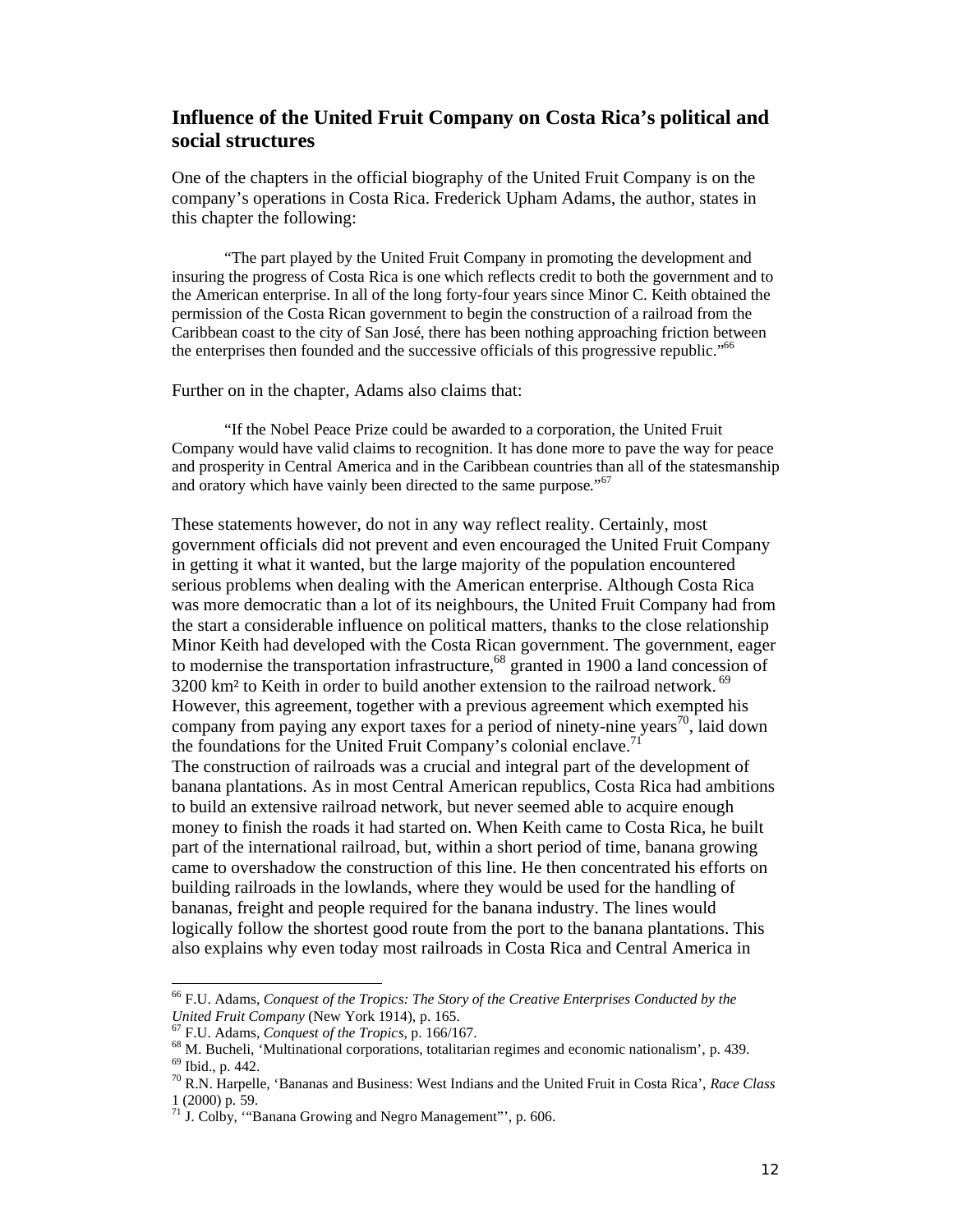## Influence of the United Fruit Company on Costa Rica's political and social structures

One of the chapters in the official biography of the United Fruit Company is on the company's operations in Costa Rica. Frederick Upham Adams, the author, states in this chapter the following:

> "The part played by the United Fruit Company in promoting the development and insuring the progress of Costa Rica is one which reflects credit to both the government and to the American enterprise. In all of the long forty-four years since Minor C. Keith obtained the permission of the Costa Rican government to begin the construction of a railroad from the Caribbean coast to the city of San José, there has been nothing approaching friction between the enterprises then founded and the successive officials of this progressive republic."[66]

Further on in the chapter, Adams also claims that:

> "If the Nobel Peace Prize could be awarded to a corporation, the United Fruit Company would have valid claims to recognition. It has done more to pave the way for peace and prosperity in Central America and in the Caribbean countries than all of the statesmanship and oratory which have vainly been directed to the same purpose."[67]

These statements however, do not in any way reflect reality. Certainly, most government officials did not prevent and even encouraged the United Fruit Company in getting it what it wanted, but the large majority of the population encountered serious problems when dealing with the American enterprise. Although Costa Rica was more democratic than a lot of its neighbours, the United Fruit Company had from the start a considerable influence on political matters, thanks to the close relationship Minor Keith had developed with the Costa Rican government. The government, eager to modernise the transportation infrastructure,[68] granted in 1900 a land concession of 3200 km² to Keith in order to build another extension to the railroad network.[69] However, this agreement, together with a previous agreement which exempted his company from paying any export taxes for a period of ninety-nine years[70], laid down the foundations for the United Fruit Company's colonial enclave.[71]

The construction of railroads was a crucial and integral part of the development of banana plantations. As in most Central American republics, Costa Rica had ambitions to build an extensive railroad network, but never seemed able to acquire enough money to finish the roads it had started on. When Keith came to Costa Rica, he built part of the international railroad, but, within a short period of time, banana growing came to overshadow the construction of this line. He then concentrated his efforts on building railroads in the lowlands, where they would be used for the handling of bananas, freight and people required for the banana industry. The lines would logically follow the shortest good route from the port to the banana plantations. This also explains why even today most railroads in Costa Rica and Central America in

---

[66] F.U. Adams, *Conquest of the Tropics: The Story of the Creative Enterprises Conducted by the United Fruit Company* (New York 1914), p. 165.

[67] F.U. Adams, *Conquest of the Tropics*, p. 166/167.

[68] M. Bucheli, 'Multinational corporations, totalitarian regimes and economic nationalism', p. 439.

[69] Ibid., p. 442.

[70] R.N. Harpelle, 'Bananas and Business: West Indians and the United Fruit in Costa Rica', *Race Class* 1 (2000) p. 59.

[71] J. Colby, '"Banana Growing and Negro Management"', p. 606.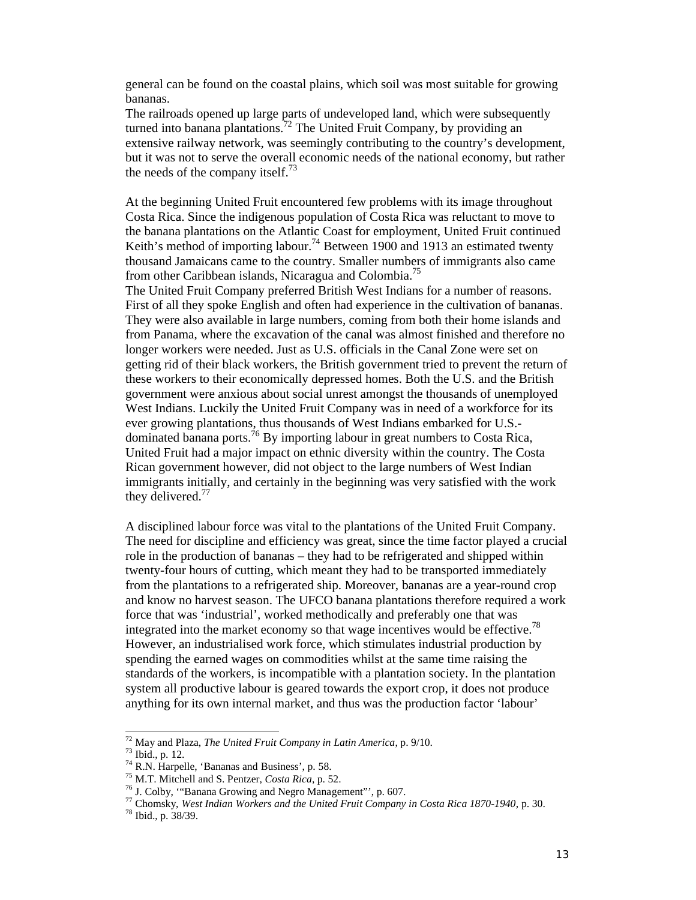general can be found on the coastal plains, which soil was most suitable for growing bananas.
The railroads opened up large parts of undeveloped land, which were subsequently turned into banana plantations.[72] The United Fruit Company, by providing an extensive railway network, was seemingly contributing to the country's development, but it was not to serve the overall economic needs of the national economy, but rather the needs of the company itself.[73]

At the beginning United Fruit encountered few problems with its image throughout Costa Rica. Since the indigenous population of Costa Rica was reluctant to move to the banana plantations on the Atlantic Coast for employment, United Fruit continued Keith's method of importing labour.[74] Between 1900 and 1913 an estimated twenty thousand Jamaicans came to the country. Smaller numbers of immigrants also came from other Caribbean islands, Nicaragua and Colombia.[75]
The United Fruit Company preferred British West Indians for a number of reasons. First of all they spoke English and often had experience in the cultivation of bananas. They were also available in large numbers, coming from both their home islands and from Panama, where the excavation of the canal was almost finished and therefore no longer workers were needed. Just as U.S. officials in the Canal Zone were set on getting rid of their black workers, the British government tried to prevent the return of these workers to their economically depressed homes. Both the U.S. and the British government were anxious about social unrest amongst the thousands of unemployed West Indians. Luckily the United Fruit Company was in need of a workforce for its ever growing plantations, thus thousands of West Indians embarked for U.S.-dominated banana ports.[76] By importing labour in great numbers to Costa Rica, United Fruit had a major impact on ethnic diversity within the country. The Costa Rican government however, did not object to the large numbers of West Indian immigrants initially, and certainly in the beginning was very satisfied with the work they delivered.[77]

A disciplined labour force was vital to the plantations of the United Fruit Company. The need for discipline and efficiency was great, since the time factor played a crucial role in the production of bananas – they had to be refrigerated and shipped within twenty-four hours of cutting, which meant they had to be transported immediately from the plantations to a refrigerated ship. Moreover, bananas are a year-round crop and know no harvest season. The UFCO banana plantations therefore required a work force that was 'industrial', worked methodically and preferably one that was integrated into the market economy so that wage incentives would be effective.[78] However, an industrialised work force, which stimulates industrial production by spending the earned wages on commodities whilst at the same time raising the standards of the workers, is incompatible with a plantation society. In the plantation system all productive labour is geared towards the export crop, it does not produce anything for its own internal market, and thus was the production factor 'labour'

---

[72] May and Plaza, *The United Fruit Company in Latin America*, p. 9/10.
[73] Ibid., p. 12.
[74] R.N. Harpelle, 'Bananas and Business', p. 58.
[75] M.T. Mitchell and S. Pentzer, *Costa Rica*, p. 52.
[76] J. Colby, '"Banana Growing and Negro Management"', p. 607.
[77] Chomsky, *West Indian Workers and the United Fruit Company in Costa Rica 1870-1940*, p. 30.
[78] Ibid., p. 38/39.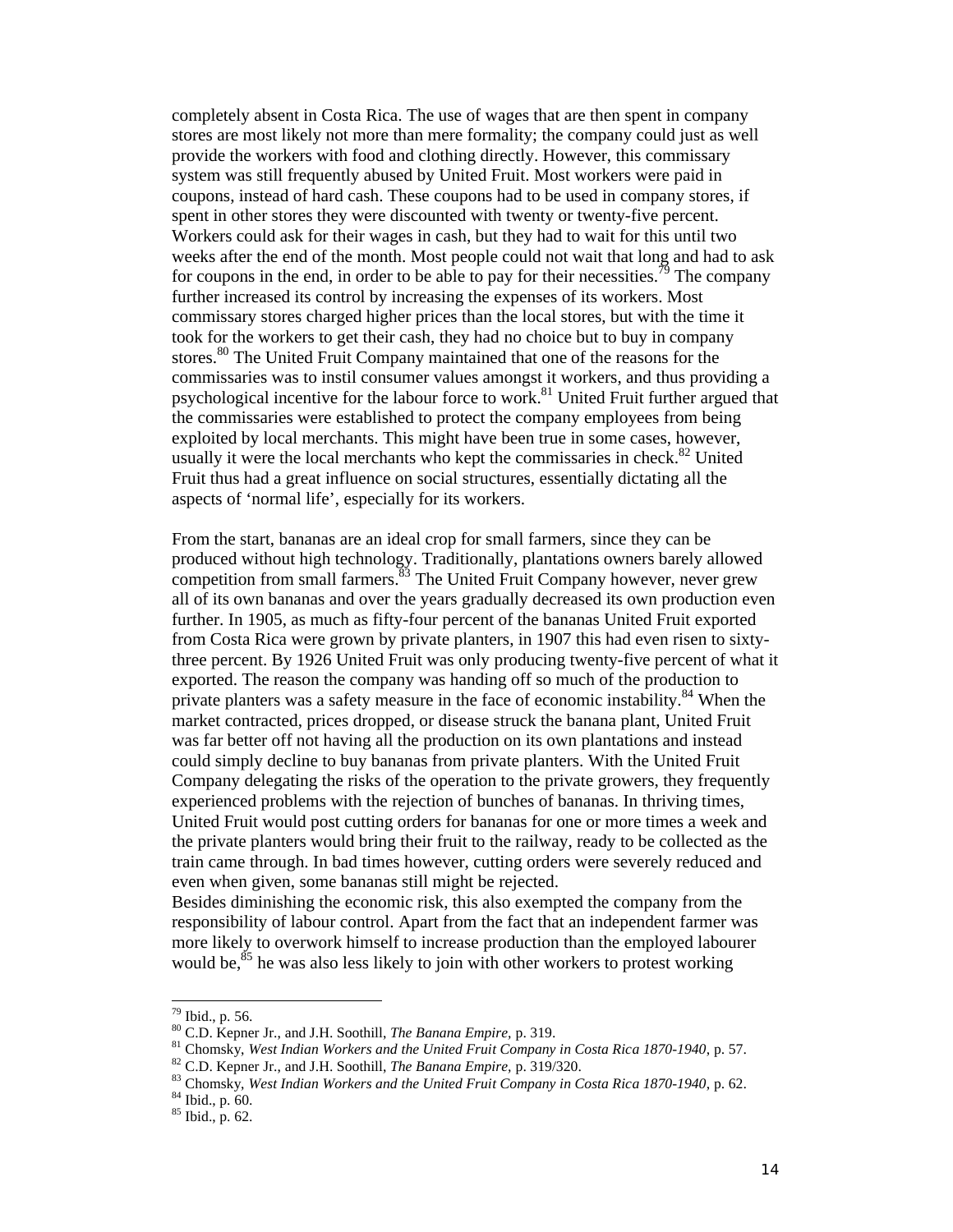completely absent in Costa Rica. The use of wages that are then spent in company stores are most likely not more than mere formality; the company could just as well provide the workers with food and clothing directly. However, this commissary system was still frequently abused by United Fruit. Most workers were paid in coupons, instead of hard cash. These coupons had to be used in company stores, if spent in other stores they were discounted with twenty or twenty-five percent. Workers could ask for their wages in cash, but they had to wait for this until two weeks after the end of the month. Most people could not wait that long and had to ask for coupons in the end, in order to be able to pay for their necessities.[79] The company further increased its control by increasing the expenses of its workers. Most commissary stores charged higher prices than the local stores, but with the time it took for the workers to get their cash, they had no choice but to buy in company stores.[80] The United Fruit Company maintained that one of the reasons for the commissaries was to instil consumer values amongst it workers, and thus providing a psychological incentive for the labour force to work.[81] United Fruit further argued that the commissaries were established to protect the company employees from being exploited by local merchants. This might have been true in some cases, however, usually it were the local merchants who kept the commissaries in check.[82] United Fruit thus had a great influence on social structures, essentially dictating all the aspects of 'normal life', especially for its workers.

From the start, bananas are an ideal crop for small farmers, since they can be produced without high technology. Traditionally, plantations owners barely allowed competition from small farmers.[83] The United Fruit Company however, never grew all of its own bananas and over the years gradually decreased its own production even further. In 1905, as much as fifty-four percent of the bananas United Fruit exported from Costa Rica were grown by private planters, in 1907 this had even risen to sixty-three percent. By 1926 United Fruit was only producing twenty-five percent of what it exported. The reason the company was handing off so much of the production to private planters was a safety measure in the face of economic instability.[84] When the market contracted, prices dropped, or disease struck the banana plant, United Fruit was far better off not having all the production on its own plantations and instead could simply decline to buy bananas from private planters. With the United Fruit Company delegating the risks of the operation to the private growers, they frequently experienced problems with the rejection of bunches of bananas. In thriving times, United Fruit would post cutting orders for bananas for one or more times a week and the private planters would bring their fruit to the railway, ready to be collected as the train came through. In bad times however, cutting orders were severely reduced and even when given, some bananas still might be rejected.
Besides diminishing the economic risk, this also exempted the company from the responsibility of labour control. Apart from the fact that an independent farmer was more likely to overwork himself to increase production than the employed labourer would be,[85] he was also less likely to join with other workers to protest working

---

[79] Ibid., p. 56.
[80] C.D. Kepner Jr., and J.H. Soothill, *The Banana Empire*, p. 319.
[81] Chomsky, *West Indian Workers and the United Fruit Company in Costa Rica 1870-1940*, p. 57.
[82] C.D. Kepner Jr., and J.H. Soothill, *The Banana Empire*, p. 319/320.
[83] Chomsky, *West Indian Workers and the United Fruit Company in Costa Rica 1870-1940*, p. 62.
[84] Ibid., p. 60.
[85] Ibid., p. 62.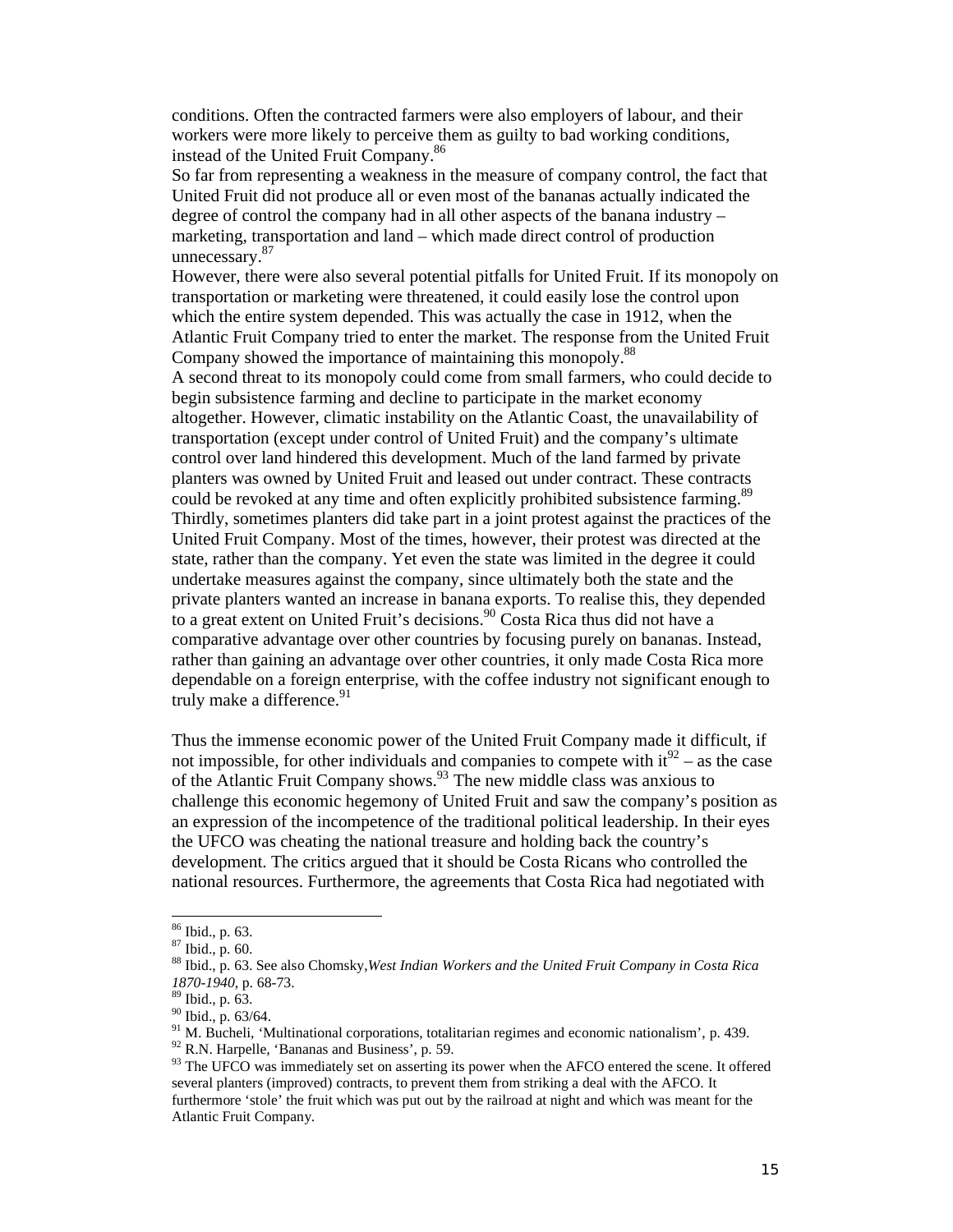conditions. Often the contracted farmers were also employers of labour, and their workers were more likely to perceive them as guilty to bad working conditions, instead of the United Fruit Company.[86]

So far from representing a weakness in the measure of company control, the fact that United Fruit did not produce all or even most of the bananas actually indicated the degree of control the company had in all other aspects of the banana industry – marketing, transportation and land – which made direct control of production unnecessary.[87]

However, there were also several potential pitfalls for United Fruit. If its monopoly on transportation or marketing were threatened, it could easily lose the control upon which the entire system depended. This was actually the case in 1912, when the Atlantic Fruit Company tried to enter the market. The response from the United Fruit Company showed the importance of maintaining this monopoly.[88]

A second threat to its monopoly could come from small farmers, who could decide to begin subsistence farming and decline to participate in the market economy altogether. However, climatic instability on the Atlantic Coast, the unavailability of transportation (except under control of United Fruit) and the company's ultimate control over land hindered this development. Much of the land farmed by private planters was owned by United Fruit and leased out under contract. These contracts could be revoked at any time and often explicitly prohibited subsistence farming.[89]

Thirdly, sometimes planters did take part in a joint protest against the practices of the United Fruit Company. Most of the times, however, their protest was directed at the state, rather than the company. Yet even the state was limited in the degree it could undertake measures against the company, since ultimately both the state and the private planters wanted an increase in banana exports. To realise this, they depended to a great extent on United Fruit's decisions.[90] Costa Rica thus did not have a comparative advantage over other countries by focusing purely on bananas. Instead, rather than gaining an advantage over other countries, it only made Costa Rica more dependable on a foreign enterprise, with the coffee industry not significant enough to truly make a difference.[91]

Thus the immense economic power of the United Fruit Company made it difficult, if not impossible, for other individuals and companies to compete with it[92] – as the case of the Atlantic Fruit Company shows.[93] The new middle class was anxious to challenge this economic hegemony of United Fruit and saw the company's position as an expression of the incompetence of the traditional political leadership. In their eyes the UFCO was cheating the national treasure and holding back the country's development. The critics argued that it should be Costa Ricans who controlled the national resources. Furthermore, the agreements that Costa Rica had negotiated with

---

[86] Ibid., p. 63.

[87] Ibid., p. 60.

[88] Ibid., p. 63. See also Chomsky, *West Indian Workers and the United Fruit Company in Costa Rica 1870-1940*, p. 68-73.

[89] Ibid., p. 63.

[90] Ibid., p. 63/64.

[91] M. Bucheli, 'Multinational corporations, totalitarian regimes and economic nationalism', p. 439.

[92] R.N. Harpelle, 'Bananas and Business', p. 59.

[93] The UFCO was immediately set on asserting its power when the AFCO entered the scene. It offered several planters (improved) contracts, to prevent them from striking a deal with the AFCO. It furthermore 'stole' the fruit which was put out by the railroad at night and which was meant for the Atlantic Fruit Company.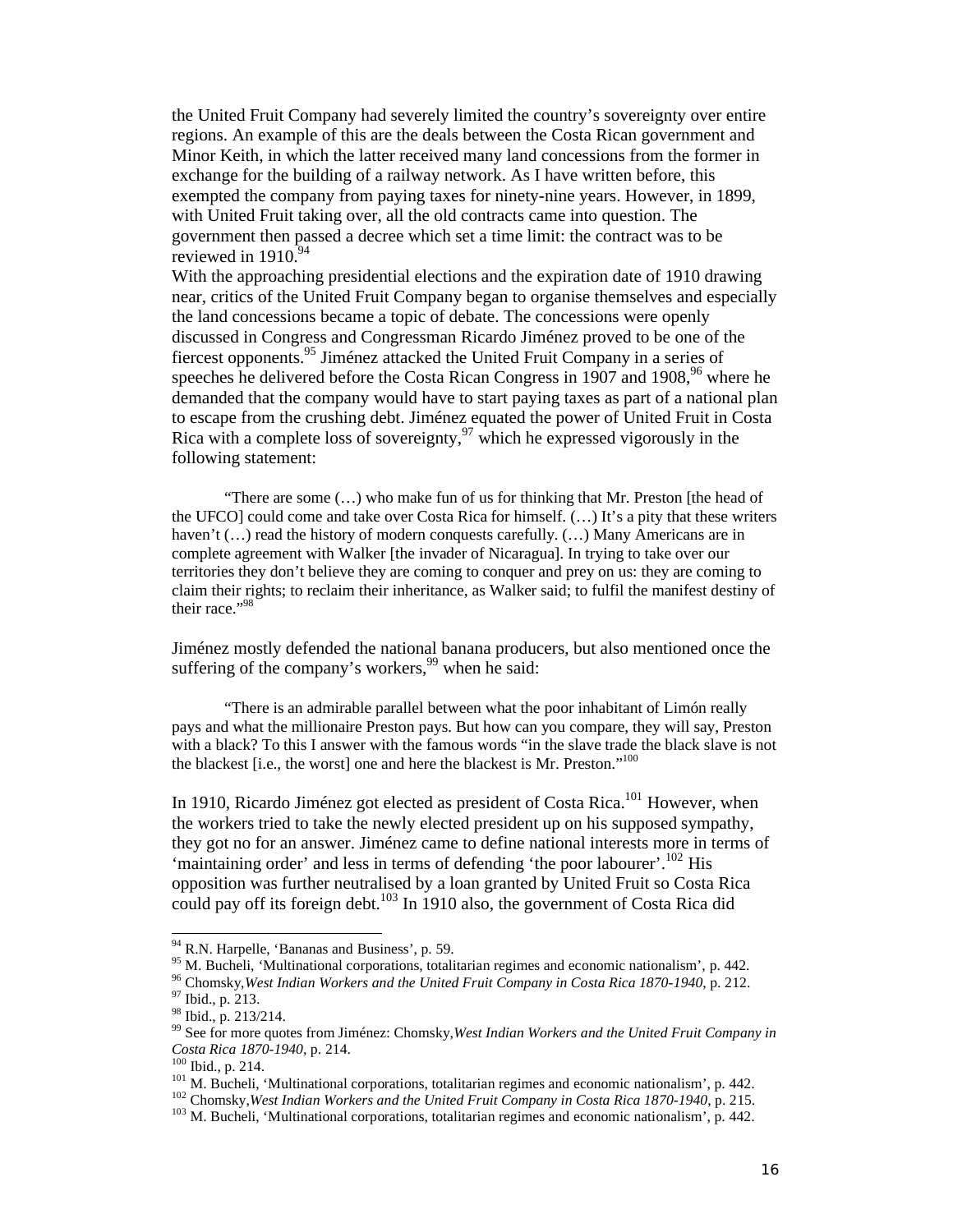the United Fruit Company had severely limited the country's sovereignty over entire regions. An example of this are the deals between the Costa Rican government and Minor Keith, in which the latter received many land concessions from the former in exchange for the building of a railway network. As I have written before, this exempted the company from paying taxes for ninety-nine years. However, in 1899, with United Fruit taking over, all the old contracts came into question. The government then passed a decree which set a time limit: the contract was to be reviewed in 1910.[94]

With the approaching presidential elections and the expiration date of 1910 drawing near, critics of the United Fruit Company began to organise themselves and especially the land concessions became a topic of debate. The concessions were openly discussed in Congress and Congressman Ricardo Jiménez proved to be one of the fiercest opponents.[95] Jiménez attacked the United Fruit Company in a series of speeches he delivered before the Costa Rican Congress in 1907 and 1908,[96] where he demanded that the company would have to start paying taxes as part of a national plan to escape from the crushing debt. Jiménez equated the power of United Fruit in Costa Rica with a complete loss of sovereignty,[97] which he expressed vigorously in the following statement:

> "There are some (…) who make fun of us for thinking that Mr. Preston [the head of the UFCO] could come and take over Costa Rica for himself. (…) It's a pity that these writers haven't (…) read the history of modern conquests carefully. (…) Many Americans are in complete agreement with Walker [the invader of Nicaragua]. In trying to take over our territories they don't believe they are coming to conquer and prey on us: they are coming to claim their rights; to reclaim their inheritance, as Walker said; to fulfil the manifest destiny of their race."[98]

Jiménez mostly defended the national banana producers, but also mentioned once the suffering of the company's workers,[99] when he said:

> "There is an admirable parallel between what the poor inhabitant of Limón really pays and what the millionaire Preston pays. But how can you compare, they will say, Preston with a black? To this I answer with the famous words "in the slave trade the black slave is not the blackest [i.e., the worst] one and here the blackest is Mr. Preston."[100]

In 1910, Ricardo Jiménez got elected as president of Costa Rica.[101] However, when the workers tried to take the newly elected president up on his supposed sympathy, they got no for an answer. Jiménez came to define national interests more in terms of 'maintaining order' and less in terms of defending 'the poor labourer'.[102] His opposition was further neutralised by a loan granted by United Fruit so Costa Rica could pay off its foreign debt.[103] In 1910 also, the government of Costa Rica did

---

[94] R.N. Harpelle, 'Bananas and Business', p. 59.
[95] M. Bucheli, 'Multinational corporations, totalitarian regimes and economic nationalism', p. 442.
[96] Chomsky, *West Indian Workers and the United Fruit Company in Costa Rica 1870-1940*, p. 212.
[97] Ibid., p. 213.
[98] Ibid., p. 213/214.
[99] See for more quotes from Jiménez: Chomsky, *West Indian Workers and the United Fruit Company in Costa Rica 1870-1940*, p. 214.
[100] Ibid., p. 214.
[101] M. Bucheli, 'Multinational corporations, totalitarian regimes and economic nationalism', p. 442.
[102] Chomsky, *West Indian Workers and the United Fruit Company in Costa Rica 1870-1940*, p. 215.
[103] M. Bucheli, 'Multinational corporations, totalitarian regimes and economic nationalism', p. 442.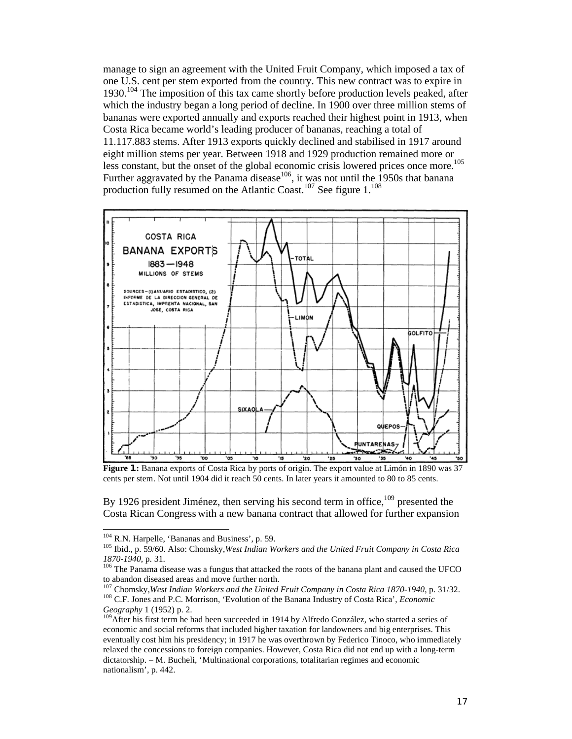manage to sign an agreement with the United Fruit Company, which imposed a tax of one U.S. cent per stem exported from the country. This new contract was to expire in 1930.[104] The imposition of this tax came shortly before production levels peaked, after which the industry began a long period of decline. In 1900 over three million stems of bananas were exported annually and exports reached their highest point in 1913, when Costa Rica became world's leading producer of bananas, reaching a total of 11.117.883 stems. After 1913 exports quickly declined and stabilised in 1917 around eight million stems per year. Between 1918 and 1929 production remained more or less constant, but the onset of the global economic crisis lowered prices once more.[105] Further aggravated by the Panama disease[106], it was not until the 1950s that banana production fully resumed on the Atlantic Coast.[107] See figure 1.[108]

**Figure 1:** Banana exports of Costa Rica by ports of origin. The export value at Limón in 1890 was 37 cents per stem. Not until 1904 did it reach 50 cents. In later years it amounted to 80 to 85 cents.

By 1926 president Jiménez, then serving his second term in office,[109] presented the Costa Rican Congress with a new banana contract that allowed for further expansion

---

[104] R.N. Harpelle, 'Bananas and Business', p. 59.

[105] Ibid., p. 59/60. Also: Chomsky, *West Indian Workers and the United Fruit Company in Costa Rica 1870-1940*, p. 31.

[106] The Panama disease was a fungus that attacked the roots of the banana plant and caused the UFCO to abandon diseased areas and move further north.

[107] Chomsky, *West Indian Workers and the United Fruit Company in Costa Rica 1870-1940*, p. 31/32.

[108] C.F. Jones and P.C. Morrison, 'Evolution of the Banana Industry of Costa Rica', *Economic Geography* 1 (1952) p. 2.

[109] After his first term he had been succeeded in 1914 by Alfredo González, who started a series of economic and social reforms that included higher taxation for landowners and big enterprises. This eventually cost him his presidency; in 1917 he was overthrown by Federico Tinoco, who immediately relaxed the concessions to foreign companies. However, Costa Rica did not end up with a long-term dictatorship. – M. Bucheli, 'Multinational corporations, totalitarian regimes and economic nationalism', p. 442.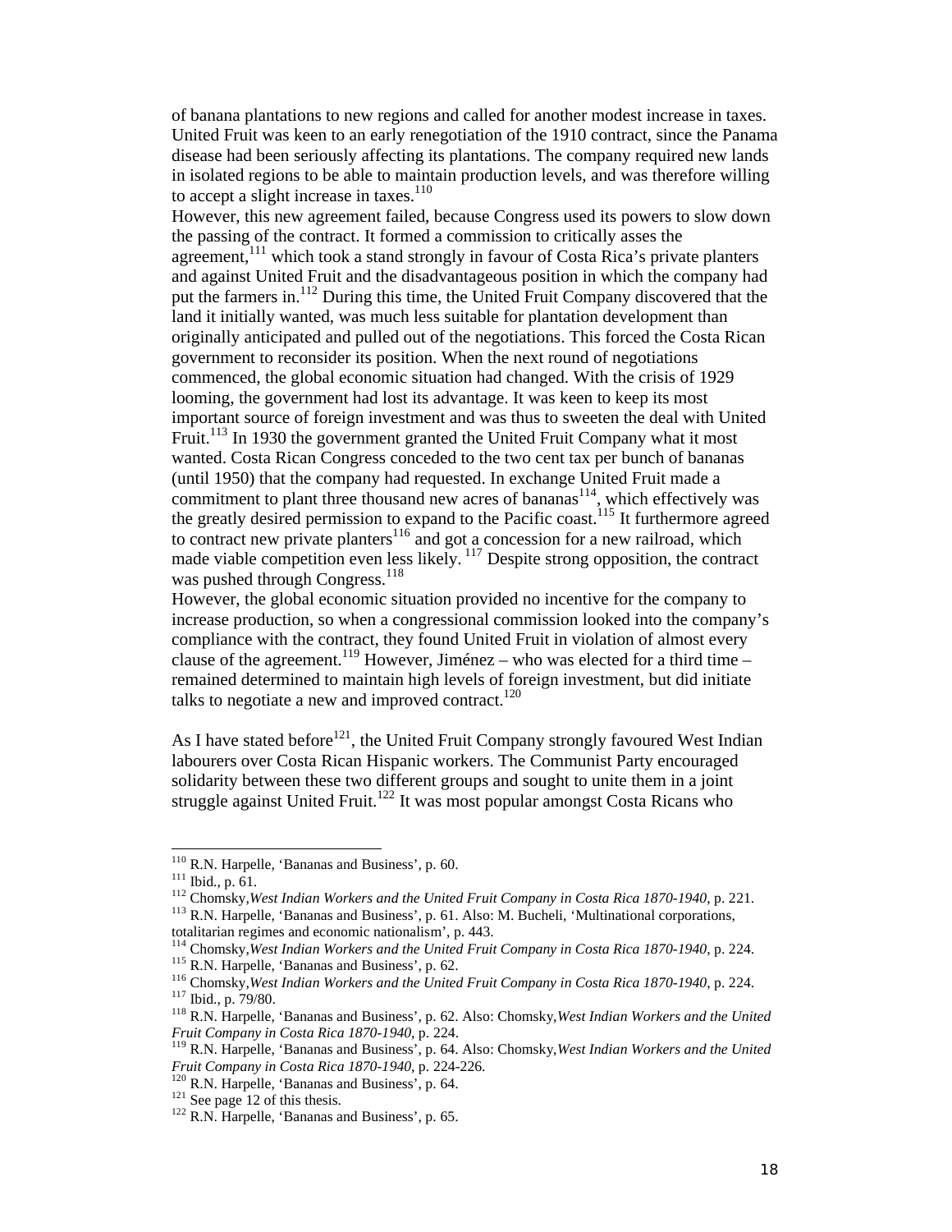of banana plantations to new regions and called for another modest increase in taxes. United Fruit was keen to an early renegotiation of the 1910 contract, since the Panama disease had been seriously affecting its plantations. The company required new lands in isolated regions to be able to maintain production levels, and was therefore willing to accept a slight increase in taxes.[110]

However, this new agreement failed, because Congress used its powers to slow down the passing of the contract. It formed a commission to critically asses the agreement,[111] which took a stand strongly in favour of Costa Rica's private planters and against United Fruit and the disadvantageous position in which the company had put the farmers in.[112] During this time, the United Fruit Company discovered that the land it initially wanted, was much less suitable for plantation development than originally anticipated and pulled out of the negotiations. This forced the Costa Rican government to reconsider its position. When the next round of negotiations commenced, the global economic situation had changed. With the crisis of 1929 looming, the government had lost its advantage. It was keen to keep its most important source of foreign investment and was thus to sweeten the deal with United Fruit.[113] In 1930 the government granted the United Fruit Company what it most wanted. Costa Rican Congress conceded to the two cent tax per bunch of bananas (until 1950) that the company had requested. In exchange United Fruit made a commitment to plant three thousand new acres of bananas[114], which effectively was the greatly desired permission to expand to the Pacific coast.[115] It furthermore agreed to contract new private planters[116] and got a concession for a new railroad, which made viable competition even less likely. [117] Despite strong opposition, the contract was pushed through Congress.[118]

However, the global economic situation provided no incentive for the company to increase production, so when a congressional commission looked into the company's compliance with the contract, they found United Fruit in violation of almost every clause of the agreement.[119] However, Jiménez – who was elected for a third time – remained determined to maintain high levels of foreign investment, but did initiate talks to negotiate a new and improved contract.[120]

As I have stated before[121], the United Fruit Company strongly favoured West Indian labourers over Costa Rican Hispanic workers. The Communist Party encouraged solidarity between these two different groups and sought to unite them in a joint struggle against United Fruit.[122] It was most popular amongst Costa Ricans who

---

[110] R.N. Harpelle, 'Bananas and Business', p. 60.
[111] Ibid., p. 61.
[112] Chomsky, *West Indian Workers and the United Fruit Company in Costa Rica 1870-1940*, p. 221.
[113] R.N. Harpelle, 'Bananas and Business', p. 61. Also: M. Bucheli, 'Multinational corporations, totalitarian regimes and economic nationalism', p. 443.
[114] Chomsky, *West Indian Workers and the United Fruit Company in Costa Rica 1870-1940*, p. 224.
[115] R.N. Harpelle, 'Bananas and Business', p. 62.
[116] Chomsky, *West Indian Workers and the United Fruit Company in Costa Rica 1870-1940*, p. 224.
[117] Ibid., p. 79/80.
[118] R.N. Harpelle, 'Bananas and Business', p. 62. Also: Chomsky, *West Indian Workers and the United Fruit Company in Costa Rica 1870-1940*, p. 224.
[119] R.N. Harpelle, 'Bananas and Business', p. 64. Also: Chomsky, *West Indian Workers and the United Fruit Company in Costa Rica 1870-1940*, p. 224-226.
[120] R.N. Harpelle, 'Bananas and Business', p. 64.
[121] See page 12 of this thesis.
[122] R.N. Harpelle, 'Bananas and Business', p. 65.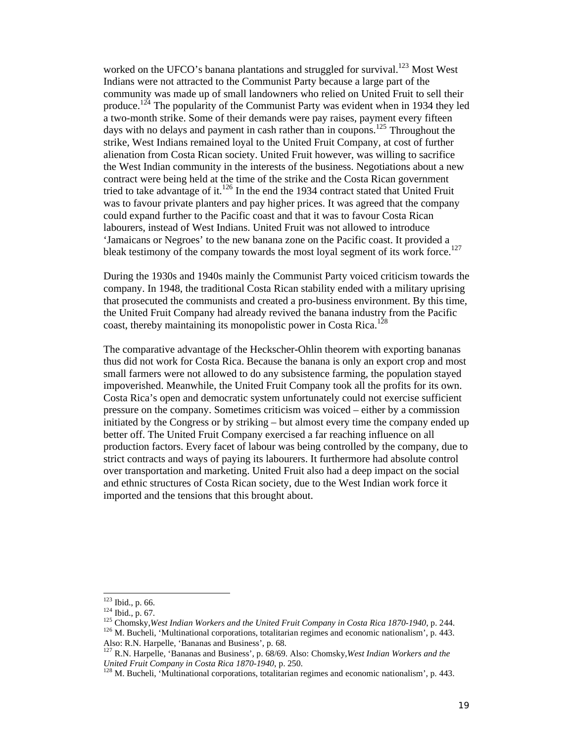worked on the UFCO's banana plantations and struggled for survival.[123] Most West Indians were not attracted to the Communist Party because a large part of the community was made up of small landowners who relied on United Fruit to sell their produce.[124] The popularity of the Communist Party was evident when in 1934 they led a two-month strike. Some of their demands were pay raises, payment every fifteen days with no delays and payment in cash rather than in coupons.[125] Throughout the strike, West Indians remained loyal to the United Fruit Company, at cost of further alienation from Costa Rican society. United Fruit however, was willing to sacrifice the West Indian community in the interests of the business. Negotiations about a new contract were being held at the time of the strike and the Costa Rican government tried to take advantage of it.[126] In the end the 1934 contract stated that United Fruit was to favour private planters and pay higher prices. It was agreed that the company could expand further to the Pacific coast and that it was to favour Costa Rican labourers, instead of West Indians. United Fruit was not allowed to introduce 'Jamaicans or Negroes' to the new banana zone on the Pacific coast. It provided a bleak testimony of the company towards the most loyal segment of its work force.[127]

During the 1930s and 1940s mainly the Communist Party voiced criticism towards the company. In 1948, the traditional Costa Rican stability ended with a military uprising that prosecuted the communists and created a pro-business environment. By this time, the United Fruit Company had already revived the banana industry from the Pacific coast, thereby maintaining its monopolistic power in Costa Rica.[128]

The comparative advantage of the Heckscher-Ohlin theorem with exporting bananas thus did not work for Costa Rica. Because the banana is only an export crop and most small farmers were not allowed to do any subsistence farming, the population stayed impoverished. Meanwhile, the United Fruit Company took all the profits for its own. Costa Rica's open and democratic system unfortunately could not exercise sufficient pressure on the company. Sometimes criticism was voiced – either by a commission initiated by the Congress or by striking – but almost every time the company ended up better off. The United Fruit Company exercised a far reaching influence on all production factors. Every facet of labour was being controlled by the company, due to strict contracts and ways of paying its labourers. It furthermore had absolute control over transportation and marketing. United Fruit also had a deep impact on the social and ethnic structures of Costa Rican society, due to the West Indian work force it imported and the tensions that this brought about.

---

[123] Ibid., p. 66.

[124] Ibid., p. 67.

[125] Chomsky, *West Indian Workers and the United Fruit Company in Costa Rica 1870-1940*, p. 244.

[126] M. Bucheli, 'Multinational corporations, totalitarian regimes and economic nationalism', p. 443. Also: R.N. Harpelle, 'Bananas and Business', p. 68.

[127] R.N. Harpelle, 'Bananas and Business', p. 68/69. Also: Chomsky, *West Indian Workers and the United Fruit Company in Costa Rica 1870-1940*, p. 250.

[128] M. Bucheli, 'Multinational corporations, totalitarian regimes and economic nationalism', p. 443.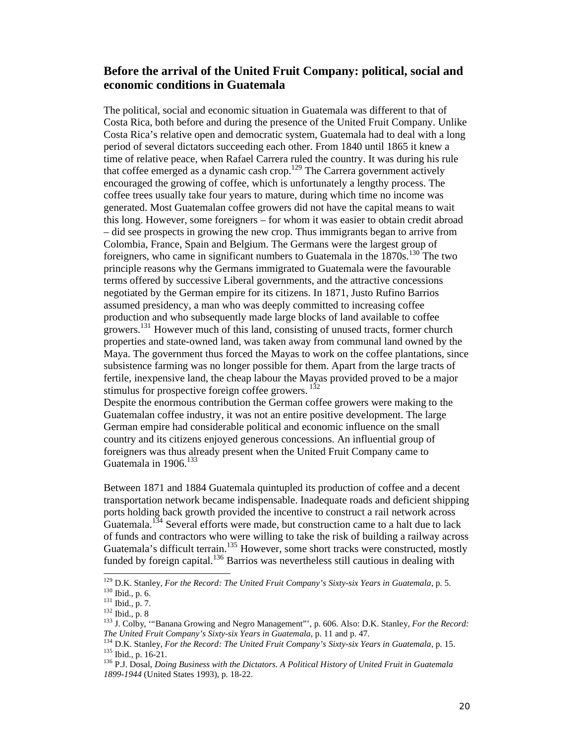## Before the arrival of the United Fruit Company: political, social and economic conditions in Guatemala

The political, social and economic situation in Guatemala was different to that of Costa Rica, both before and during the presence of the United Fruit Company. Unlike Costa Rica's relative open and democratic system, Guatemala had to deal with a long period of several dictators succeeding each other. From 1840 until 1865 it knew a time of relative peace, when Rafael Carrera ruled the country. It was during his rule that coffee emerged as a dynamic cash crop.[129] The Carrera government actively encouraged the growing of coffee, which is unfortunately a lengthy process. The coffee trees usually take four years to mature, during which time no income was generated. Most Guatemalan coffee growers did not have the capital means to wait this long. However, some foreigners – for whom it was easier to obtain credit abroad – did see prospects in growing the new crop. Thus immigrants began to arrive from Colombia, France, Spain and Belgium. The Germans were the largest group of foreigners, who came in significant numbers to Guatemala in the 1870s.[130] The two principle reasons why the Germans immigrated to Guatemala were the favourable terms offered by successive Liberal governments, and the attractive concessions negotiated by the German empire for its citizens. In 1871, Justo Rufino Barrios assumed presidency, a man who was deeply committed to increasing coffee production and who subsequently made large blocks of land available to coffee growers.[131] However much of this land, consisting of unused tracts, former church properties and state-owned land, was taken away from communal land owned by the Maya. The government thus forced the Mayas to work on the coffee plantations, since subsistence farming was no longer possible for them. Apart from the large tracts of fertile, inexpensive land, the cheap labour the Mayas provided proved to be a major stimulus for prospective foreign coffee growers.[132]
Despite the enormous contribution the German coffee growers were making to the Guatemalan coffee industry, it was not an entire positive development. The large German empire had considerable political and economic influence on the small country and its citizens enjoyed generous concessions. An influential group of foreigners was thus already present when the United Fruit Company came to Guatemala in 1906.[133]

Between 1871 and 1884 Guatemala quintupled its production of coffee and a decent transportation network became indispensable. Inadequate roads and deficient shipping ports holding back growth provided the incentive to construct a rail network across Guatemala.[134] Several efforts were made, but construction came to a halt due to lack of funds and contractors who were willing to take the risk of building a railway across Guatemala's difficult terrain.[135] However, some short tracks were constructed, mostly funded by foreign capital.[136] Barrios was nevertheless still cautious in dealing with

[129] D.K. Stanley, *For the Record: The United Fruit Company's Sixty-six Years in Guatemala*, p. 5.
[130] Ibid., p. 6.
[131] Ibid., p. 7.
[132] Ibid., p. 8
[133] J. Colby, '"Banana Growing and Negro Management"', p. 606. Also: D.K. Stanley, *For the Record: The United Fruit Company's Sixty-six Years in Guatemala*, p. 11 and p. 47.
[134] D.K. Stanley, *For the Record: The United Fruit Company's Sixty-six Years in Guatemala*, p. 15.
[135] Ibid., p. 16-21.
[136] P.J. Dosal, *Doing Business with the Dictators. A Political History of United Fruit in Guatemala 1899-1944* (United States 1993), p. 18-22.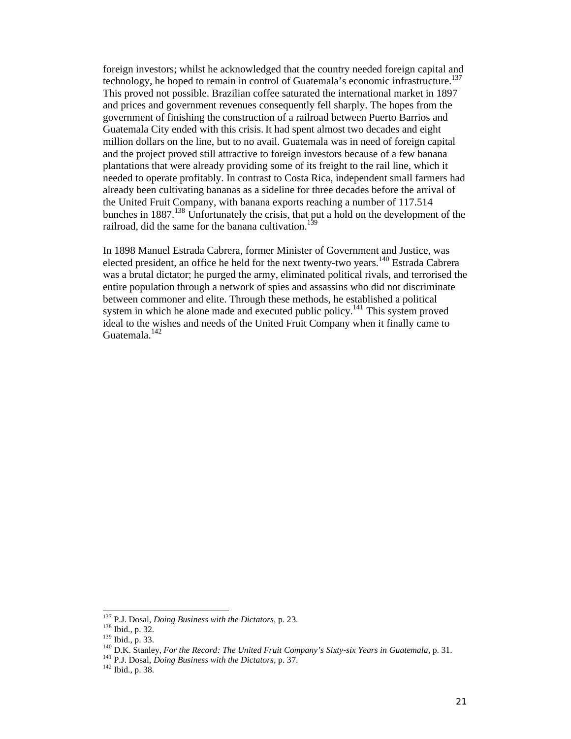foreign investors; whilst he acknowledged that the country needed foreign capital and technology, he hoped to remain in control of Guatemala's economic infrastructure.[137] This proved not possible. Brazilian coffee saturated the international market in 1897 and prices and government revenues consequently fell sharply. The hopes from the government of finishing the construction of a railroad between Puerto Barrios and Guatemala City ended with this crisis. It had spent almost two decades and eight million dollars on the line, but to no avail. Guatemala was in need of foreign capital and the project proved still attractive to foreign investors because of a few banana plantations that were already providing some of its freight to the rail line, which it needed to operate profitably. In contrast to Costa Rica, independent small farmers had already been cultivating bananas as a sideline for three decades before the arrival of the United Fruit Company, with banana exports reaching a number of 117.514 bunches in 1887.[138] Unfortunately the crisis, that put a hold on the development of the railroad, did the same for the banana cultivation.[139]

In 1898 Manuel Estrada Cabrera, former Minister of Government and Justice, was elected president, an office he held for the next twenty-two years.[140] Estrada Cabrera was a brutal dictator; he purged the army, eliminated political rivals, and terrorised the entire population through a network of spies and assassins who did not discriminate between commoner and elite. Through these methods, he established a political system in which he alone made and executed public policy.[141] This system proved ideal to the wishes and needs of the United Fruit Company when it finally came to Guatemala.[142]

---

[137] P.J. Dosal, *Doing Business with the Dictators*, p. 23.
[138] Ibid., p. 32.
[139] Ibid., p. 33.
[140] D.K. Stanley, *For the Record: The United Fruit Company's Sixty-six Years in Guatemala*, p. 31.
[141] P.J. Dosal, *Doing Business with the Dictators*, p. 37.
[142] Ibid., p. 38.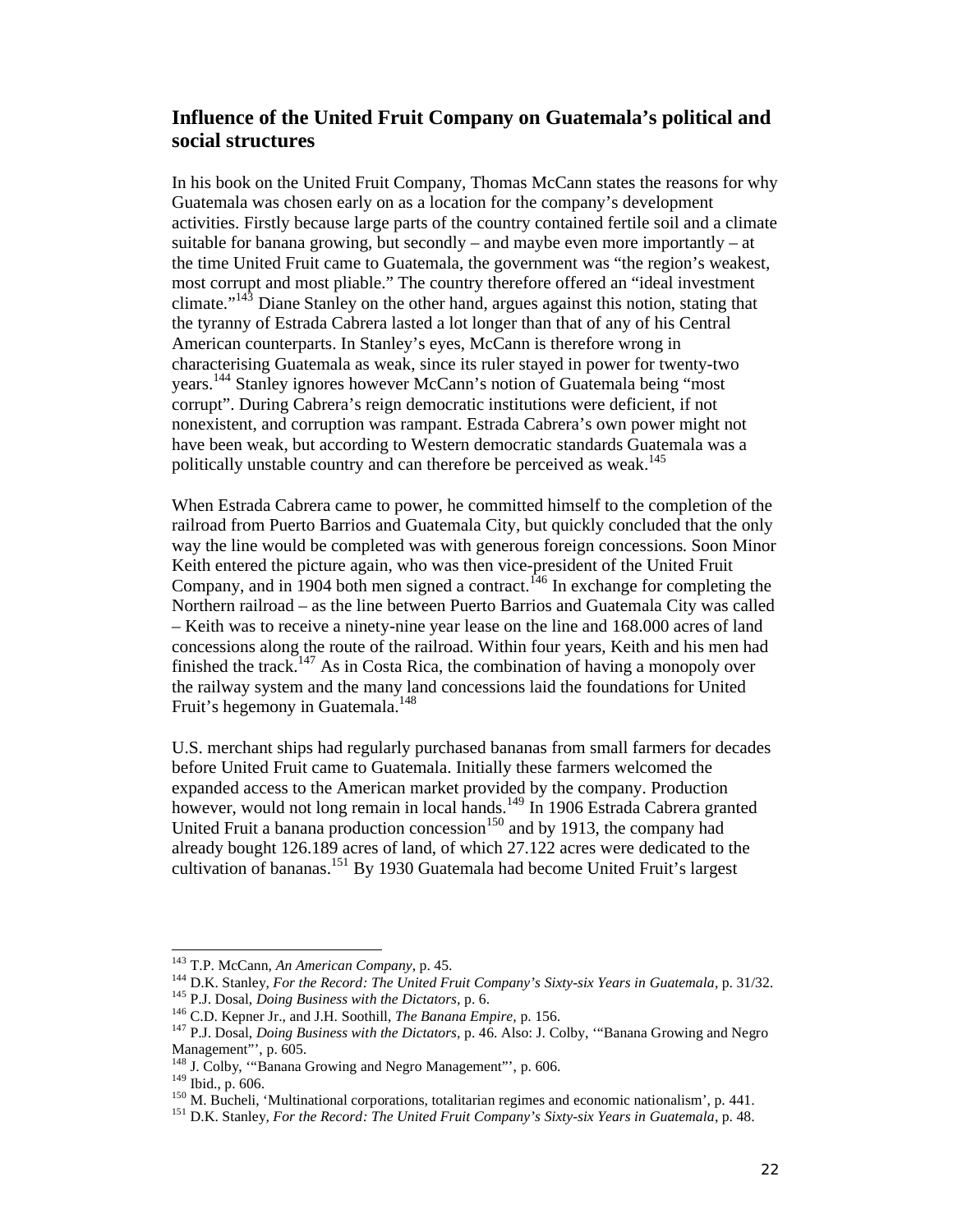## Influence of the United Fruit Company on Guatemala's political and social structures

In his book on the United Fruit Company, Thomas McCann states the reasons for why Guatemala was chosen early on as a location for the company's development activities. Firstly because large parts of the country contained fertile soil and a climate suitable for banana growing, but secondly – and maybe even more importantly – at the time United Fruit came to Guatemala, the government was "the region's weakest, most corrupt and most pliable." The country therefore offered an "ideal investment climate."[143] Diane Stanley on the other hand, argues against this notion, stating that the tyranny of Estrada Cabrera lasted a lot longer than that of any of his Central American counterparts. In Stanley's eyes, McCann is therefore wrong in characterising Guatemala as weak, since its ruler stayed in power for twenty-two years.[144] Stanley ignores however McCann's notion of Guatemala being "most corrupt". During Cabrera's reign democratic institutions were deficient, if not nonexistent, and corruption was rampant. Estrada Cabrera's own power might not have been weak, but according to Western democratic standards Guatemala was a politically unstable country and can therefore be perceived as weak.[145]

When Estrada Cabrera came to power, he committed himself to the completion of the railroad from Puerto Barrios and Guatemala City, but quickly concluded that the only way the line would be completed was with generous foreign concessions. Soon Minor Keith entered the picture again, who was then vice-president of the United Fruit Company, and in 1904 both men signed a contract.[146] In exchange for completing the Northern railroad – as the line between Puerto Barrios and Guatemala City was called – Keith was to receive a ninety-nine year lease on the line and 168.000 acres of land concessions along the route of the railroad. Within four years, Keith and his men had finished the track.[147] As in Costa Rica, the combination of having a monopoly over the railway system and the many land concessions laid the foundations for United Fruit's hegemony in Guatemala.[148]

U.S. merchant ships had regularly purchased bananas from small farmers for decades before United Fruit came to Guatemala. Initially these farmers welcomed the expanded access to the American market provided by the company. Production however, would not long remain in local hands.[149] In 1906 Estrada Cabrera granted United Fruit a banana production concession[150] and by 1913, the company had already bought 126.189 acres of land, of which 27.122 acres were dedicated to the cultivation of bananas.[151] By 1930 Guatemala had become United Fruit's largest

---

[143] T.P. McCann, *An American Company*, p. 45.

[144] D.K. Stanley, *For the Record: The United Fruit Company's Sixty-six Years in Guatemala*, p. 31/32.

[145] P.J. Dosal, *Doing Business with the Dictators*, p. 6.

[146] C.D. Kepner Jr., and J.H. Soothill, *The Banana Empire*, p. 156.

[147] P.J. Dosal, *Doing Business with the Dictators*, p. 46. Also: J. Colby, '"Banana Growing and Negro Management"', p. 605.

[148] J. Colby, '"Banana Growing and Negro Management"', p. 606.

[149] Ibid., p. 606.

[150] M. Bucheli, 'Multinational corporations, totalitarian regimes and economic nationalism', p. 441.

[151] D.K. Stanley, *For the Record: The United Fruit Company's Sixty-six Years in Guatemala*, p. 48.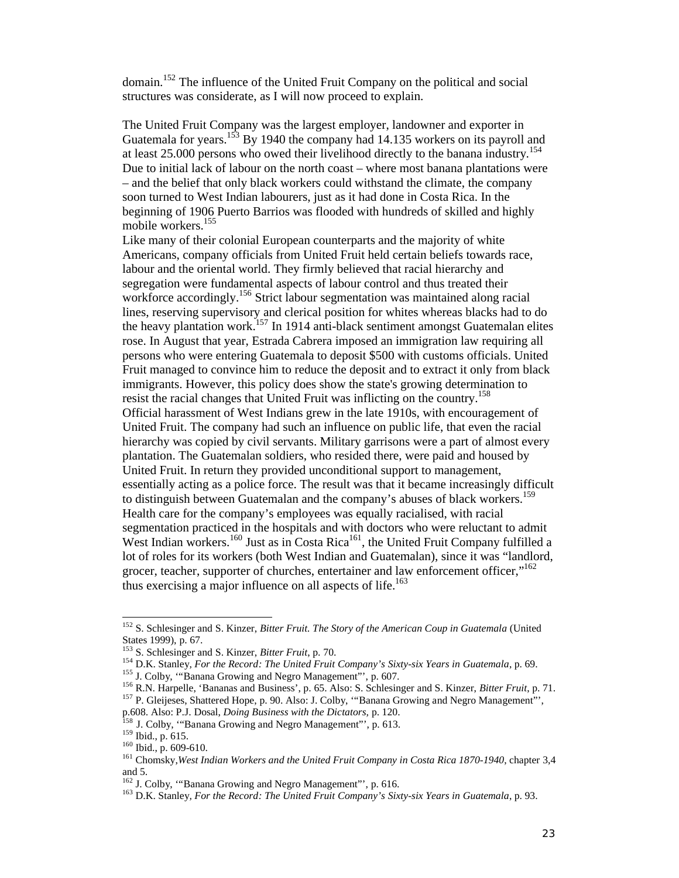domain.[152] The influence of the United Fruit Company on the political and social structures was considerate, as I will now proceed to explain.

The United Fruit Company was the largest employer, landowner and exporter in Guatemala for years.[153] By 1940 the company had 14.135 workers on its payroll and at least 25.000 persons who owed their livelihood directly to the banana industry.[154] Due to initial lack of labour on the north coast – where most banana plantations were – and the belief that only black workers could withstand the climate, the company soon turned to West Indian labourers, just as it had done in Costa Rica. In the beginning of 1906 Puerto Barrios was flooded with hundreds of skilled and highly mobile workers.[155]

Like many of their colonial European counterparts and the majority of white Americans, company officials from United Fruit held certain beliefs towards race, labour and the oriental world. They firmly believed that racial hierarchy and segregation were fundamental aspects of labour control and thus treated their workforce accordingly.[156] Strict labour segmentation was maintained along racial lines, reserving supervisory and clerical position for whites whereas blacks had to do the heavy plantation work.[157] In 1914 anti-black sentiment amongst Guatemalan elites rose. In August that year, Estrada Cabrera imposed an immigration law requiring all persons who were entering Guatemala to deposit $500 with customs officials. United Fruit managed to convince him to reduce the deposit and to extract it only from black immigrants. However, this policy does show the state's growing determination to resist the racial changes that United Fruit was inflicting on the country.[158]

Official harassment of West Indians grew in the late 1910s, with encouragement of United Fruit. The company had such an influence on public life, that even the racial hierarchy was copied by civil servants. Military garrisons were a part of almost every plantation. The Guatemalan soldiers, who resided there, were paid and housed by United Fruit. In return they provided unconditional support to management, essentially acting as a police force. The result was that it became increasingly difficult to distinguish between Guatemalan and the company's abuses of black workers.[159]

Health care for the company's employees was equally racialised, with racial segmentation practiced in the hospitals and with doctors who were reluctant to admit West Indian workers.[160] Just as in Costa Rica[161], the United Fruit Company fulfilled a lot of roles for its workers (both West Indian and Guatemalan), since it was "landlord, grocer, teacher, supporter of churches, entertainer and law enforcement officer,"[162] thus exercising a major influence on all aspects of life.[163]

---

[152] S. Schlesinger and S. Kinzer, *Bitter Fruit. The Story of the American Coup in Guatemala* (United States 1999), p. 67.
[153] S. Schlesinger and S. Kinzer, *Bitter Fruit*, p. 70.
[154] D.K. Stanley, *For the Record: The United Fruit Company's Sixty-six Years in Guatemala*, p. 69.
[155] J. Colby, '"Banana Growing and Negro Management"', p. 607.
[156] R.N. Harpelle, 'Bananas and Business', p. 65. Also: S. Schlesinger and S. Kinzer, *Bitter Fruit*, p. 71.
[157] P. Gleijeses, Shattered Hope, p. 90. Also: J. Colby, '"Banana Growing and Negro Management"', p.608. Also: P.J. Dosal, *Doing Business with the Dictators*, p. 120.
[158] J. Colby, '"Banana Growing and Negro Management"', p. 613.
[159] Ibid., p. 615.
[160] Ibid., p. 609-610.
[161] Chomsky,*West Indian Workers and the United Fruit Company in Costa Rica 1870-1940*, chapter 3,4 and 5.
[162] J. Colby, '"Banana Growing and Negro Management"', p. 616.
[163] D.K. Stanley, *For the Record: The United Fruit Company's Sixty-six Years in Guatemala*, p. 93.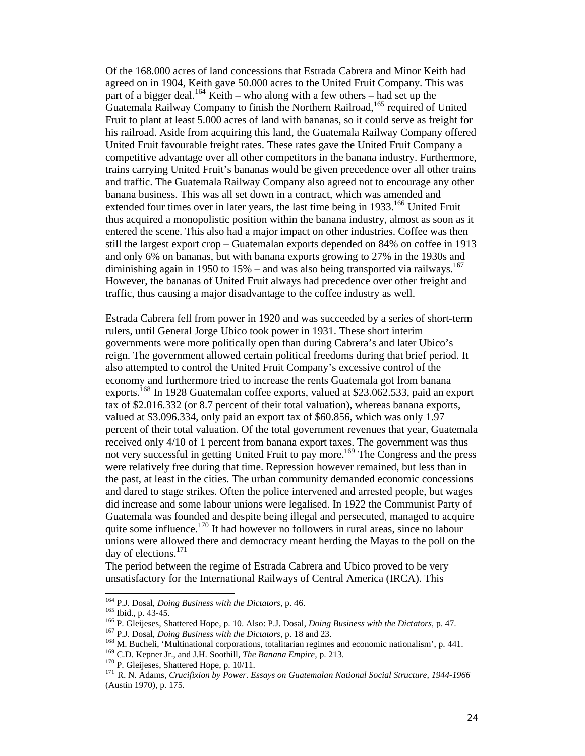Of the 168.000 acres of land concessions that Estrada Cabrera and Minor Keith had agreed on in 1904, Keith gave 50.000 acres to the United Fruit Company. This was part of a bigger deal.[164] Keith – who along with a few others – had set up the Guatemala Railway Company to finish the Northern Railroad,[165] required of United Fruit to plant at least 5.000 acres of land with bananas, so it could serve as freight for his railroad. Aside from acquiring this land, the Guatemala Railway Company offered United Fruit favourable freight rates. These rates gave the United Fruit Company a competitive advantage over all other competitors in the banana industry. Furthermore, trains carrying United Fruit's bananas would be given precedence over all other trains and traffic. The Guatemala Railway Company also agreed not to encourage any other banana business. This was all set down in a contract, which was amended and extended four times over in later years, the last time being in 1933.[166] United Fruit thus acquired a monopolistic position within the banana industry, almost as soon as it entered the scene. This also had a major impact on other industries. Coffee was then still the largest export crop – Guatemalan exports depended on 84% on coffee in 1913 and only 6% on bananas, but with banana exports growing to 27% in the 1930s and diminishing again in 1950 to 15% – and was also being transported via railways.[167] However, the bananas of United Fruit always had precedence over other freight and traffic, thus causing a major disadvantage to the coffee industry as well.

Estrada Cabrera fell from power in 1920 and was succeeded by a series of short-term rulers, until General Jorge Ubico took power in 1931. These short interim governments were more politically open than during Cabrera's and later Ubico's reign. The government allowed certain political freedoms during that brief period. It also attempted to control the United Fruit Company's excessive control of the economy and furthermore tried to increase the rents Guatemala got from banana exports.[168] In 1928 Guatemalan coffee exports, valued at $23.062.533, paid an export tax of $2.016.332 (or 8.7 percent of their total valuation), whereas banana exports, valued at $3.096.334, only paid an export tax of $60.856, which was only 1.97 percent of their total valuation. Of the total government revenues that year, Guatemala received only 4/10 of 1 percent from banana export taxes. The government was thus not very successful in getting United Fruit to pay more.[169] The Congress and the press were relatively free during that time. Repression however remained, but less than in the past, at least in the cities. The urban community demanded economic concessions and dared to stage strikes. Often the police intervened and arrested people, but wages did increase and some labour unions were legalised. In 1922 the Communist Party of Guatemala was founded and despite being illegal and persecuted, managed to acquire quite some influence.[170] It had however no followers in rural areas, since no labour unions were allowed there and democracy meant herding the Mayas to the poll on the day of elections.[171]

The period between the regime of Estrada Cabrera and Ubico proved to be very unsatisfactory for the International Railways of Central America (IRCA). This

---

[164] P.J. Dosal, *Doing Business with the Dictators*, p. 46.

[165] Ibid., p. 43-45.

[166] P. Gleijeses, Shattered Hope, p. 10. Also: P.J. Dosal, *Doing Business with the Dictators*, p. 47.

[167] P.J. Dosal, *Doing Business with the Dictators*, p. 18 and 23.

[168] M. Bucheli, 'Multinational corporations, totalitarian regimes and economic nationalism', p. 441.

[169] C.D. Kepner Jr., and J.H. Soothill, *The Banana Empire*, p. 213.

[170] P. Gleijeses, Shattered Hope, p. 10/11.

[171] R. N. Adams, *Crucifixion by Power. Essays on Guatemalan National Social Structure, 1944-1966* (Austin 1970), p. 175.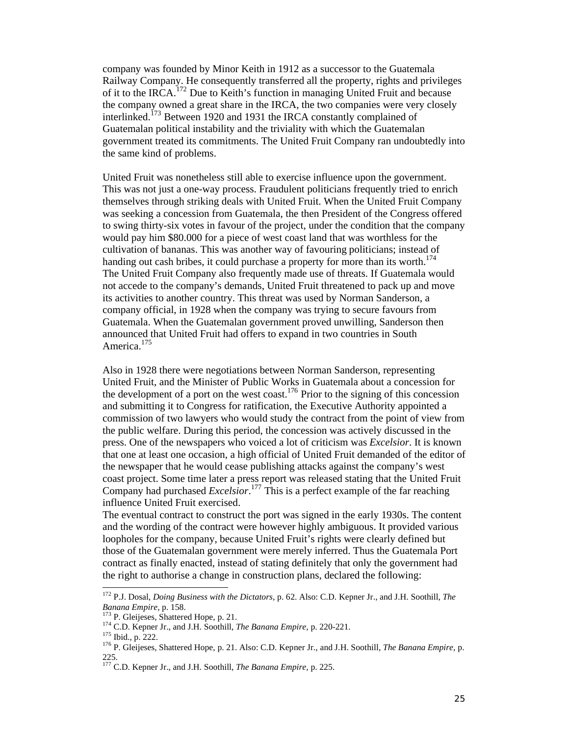company was founded by Minor Keith in 1912 as a successor to the Guatemala Railway Company. He consequently transferred all the property, rights and privileges of it to the IRCA.[172] Due to Keith's function in managing United Fruit and because the company owned a great share in the IRCA, the two companies were very closely interlinked.[173] Between 1920 and 1931 the IRCA constantly complained of Guatemalan political instability and the triviality with which the Guatemalan government treated its commitments. The United Fruit Company ran undoubtedly into the same kind of problems.

United Fruit was nonetheless still able to exercise influence upon the government. This was not just a one-way process. Fraudulent politicians frequently tried to enrich themselves through striking deals with United Fruit. When the United Fruit Company was seeking a concession from Guatemala, the then President of the Congress offered to swing thirty-six votes in favour of the project, under the condition that the company would pay him $80.000 for a piece of west coast land that was worthless for the cultivation of bananas. This was another way of favouring politicians; instead of handing out cash bribes, it could purchase a property for more than its worth.[174] The United Fruit Company also frequently made use of threats. If Guatemala would not accede to the company's demands, United Fruit threatened to pack up and move its activities to another country. This threat was used by Norman Sanderson, a company official, in 1928 when the company was trying to secure favours from Guatemala. When the Guatemalan government proved unwilling, Sanderson then announced that United Fruit had offers to expand in two countries in South America.[175]

Also in 1928 there were negotiations between Norman Sanderson, representing United Fruit, and the Minister of Public Works in Guatemala about a concession for the development of a port on the west coast.[176] Prior to the signing of this concession and submitting it to Congress for ratification, the Executive Authority appointed a commission of two lawyers who would study the contract from the point of view from the public welfare. During this period, the concession was actively discussed in the press. One of the newspapers who voiced a lot of criticism was *Excelsior*. It is known that one at least one occasion, a high official of United Fruit demanded of the editor of the newspaper that he would cease publishing attacks against the company's west coast project. Some time later a press report was released stating that the United Fruit Company had purchased *Excelsior*.[177] This is a perfect example of the far reaching influence United Fruit exercised.
The eventual contract to construct the port was signed in the early 1930s. The content and the wording of the contract were however highly ambiguous. It provided various loopholes for the company, because United Fruit's rights were clearly defined but those of the Guatemalan government were merely inferred. Thus the Guatemala Port contract as finally enacted, instead of stating definitely that only the government had the right to authorise a change in construction plans, declared the following:

---

[172] P.J. Dosal, *Doing Business with the Dictators,* p. 62. Also: C.D. Kepner Jr., and J.H. Soothill, *The Banana Empire,* p. 158.
[173] P. Gleijeses, Shattered Hope, p. 21.
[174] C.D. Kepner Jr., and J.H. Soothill, *The Banana Empire,* p. 220-221.
[175] Ibid., p. 222.
[176] P. Gleijeses, Shattered Hope, p. 21. Also: C.D. Kepner Jr., and J.H. Soothill, *The Banana Empire,* p. 225.
[177] C.D. Kepner Jr., and J.H. Soothill, *The Banana Empire,* p. 225.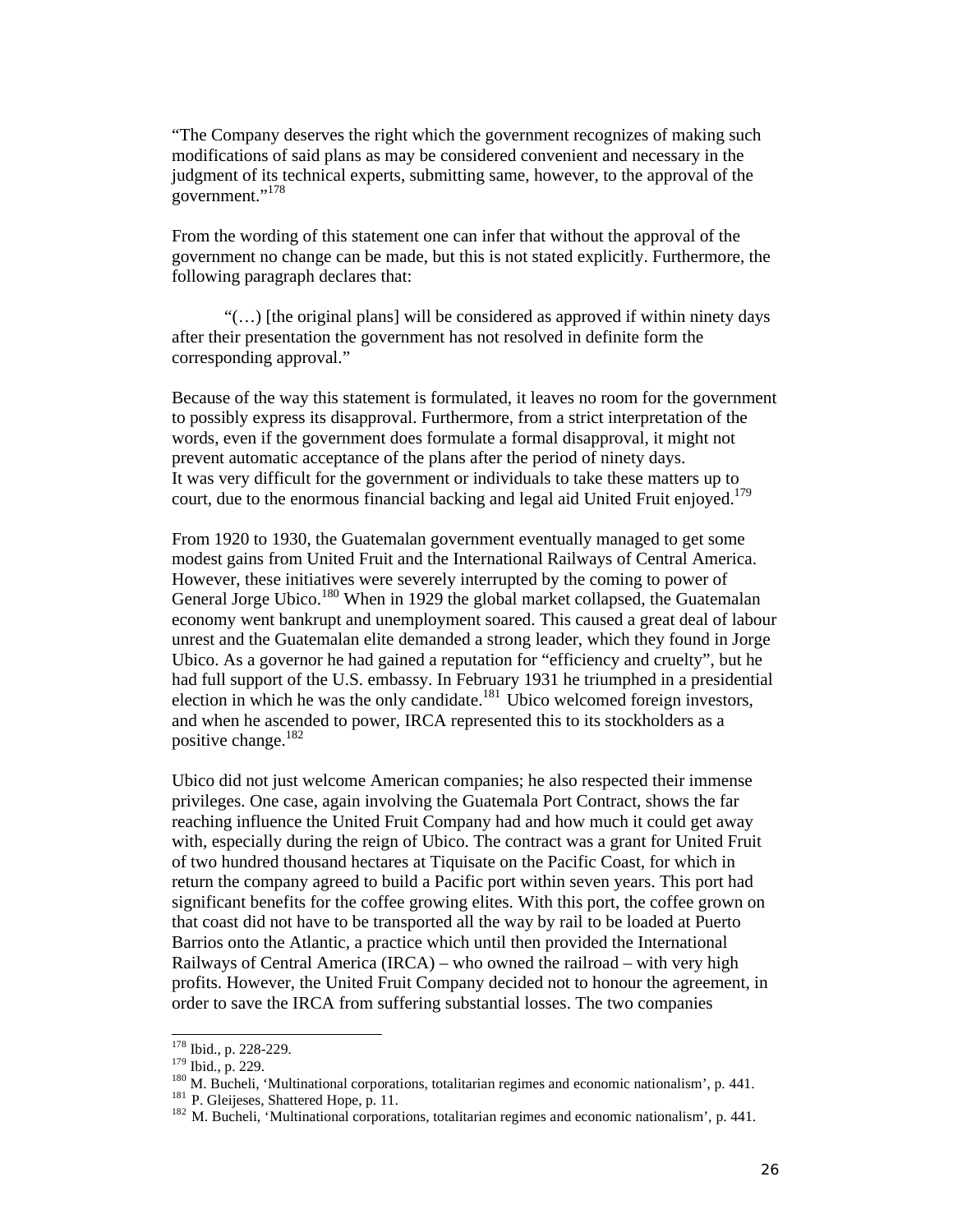"The Company deserves the right which the government recognizes of making such modifications of said plans as may be considered convenient and necessary in the judgment of its technical experts, submitting same, however, to the approval of the government."[178]

From the wording of this statement one can infer that without the approval of the government no change can be made, but this is not stated explicitly. Furthermore, the following paragraph declares that:

> "(…) [the original plans] will be considered as approved if within ninety days after their presentation the government has not resolved in definite form the corresponding approval."

Because of the way this statement is formulated, it leaves no room for the government to possibly express its disapproval. Furthermore, from a strict interpretation of the words, even if the government does formulate a formal disapproval, it might not prevent automatic acceptance of the plans after the period of ninety days.
It was very difficult for the government or individuals to take these matters up to court, due to the enormous financial backing and legal aid United Fruit enjoyed.[179]

From 1920 to 1930, the Guatemalan government eventually managed to get some modest gains from United Fruit and the International Railways of Central America. However, these initiatives were severely interrupted by the coming to power of General Jorge Ubico.[180] When in 1929 the global market collapsed, the Guatemalan economy went bankrupt and unemployment soared. This caused a great deal of labour unrest and the Guatemalan elite demanded a strong leader, which they found in Jorge Ubico. As a governor he had gained a reputation for "efficiency and cruelty", but he had full support of the U.S. embassy. In February 1931 he triumphed in a presidential election in which he was the only candidate.[181] Ubico welcomed foreign investors, and when he ascended to power, IRCA represented this to its stockholders as a positive change.[182]

Ubico did not just welcome American companies; he also respected their immense privileges. One case, again involving the Guatemala Port Contract, shows the far reaching influence the United Fruit Company had and how much it could get away with, especially during the reign of Ubico. The contract was a grant for United Fruit of two hundred thousand hectares at Tiquisate on the Pacific Coast, for which in return the company agreed to build a Pacific port within seven years. This port had significant benefits for the coffee growing elites. With this port, the coffee grown on that coast did not have to be transported all the way by rail to be loaded at Puerto Barrios onto the Atlantic, a practice which until then provided the International Railways of Central America (IRCA) – who owned the railroad – with very high profits. However, the United Fruit Company decided not to honour the agreement, in order to save the IRCA from suffering substantial losses. The two companies

---

[178] Ibid., p. 228-229.
[179] Ibid., p. 229.
[180] M. Bucheli, 'Multinational corporations, totalitarian regimes and economic nationalism', p. 441.
[181] P. Gleijeses, Shattered Hope, p. 11.
[182] M. Bucheli, 'Multinational corporations, totalitarian regimes and economic nationalism', p. 441.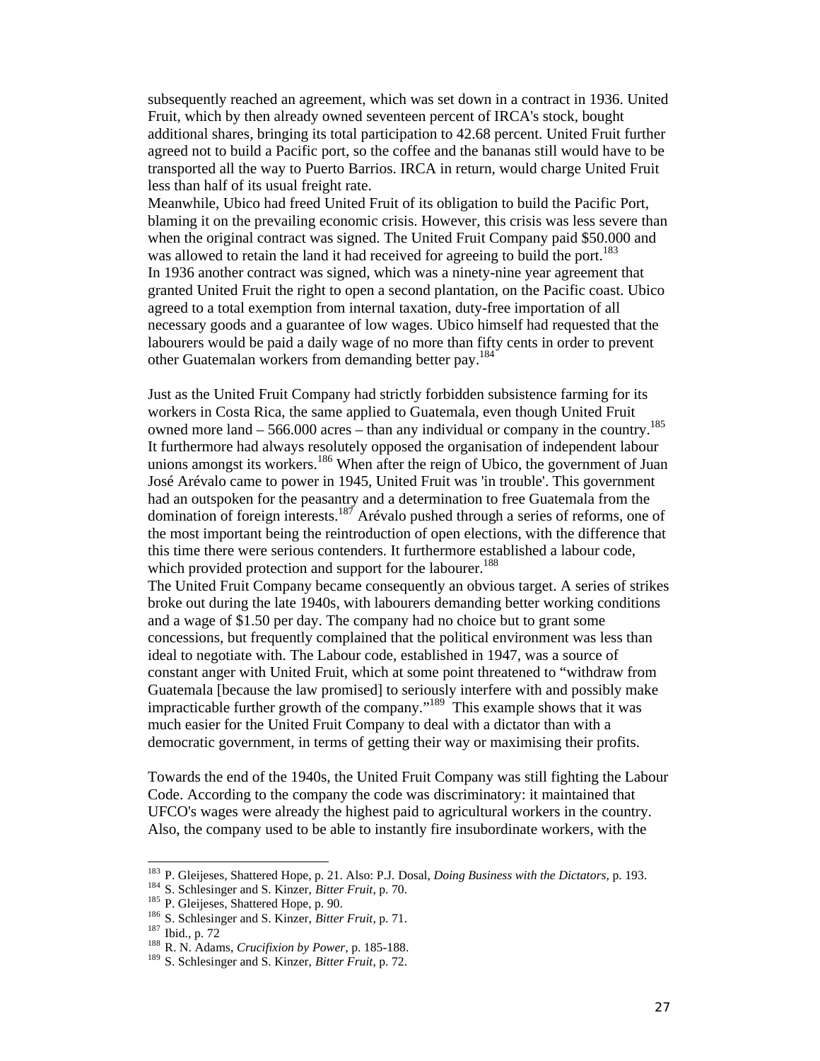subsequently reached an agreement, which was set down in a contract in 1936. United Fruit, which by then already owned seventeen percent of IRCA's stock, bought additional shares, bringing its total participation to 42.68 percent. United Fruit further agreed not to build a Pacific port, so the coffee and the bananas still would have to be transported all the way to Puerto Barrios. IRCA in return, would charge United Fruit less than half of its usual freight rate.

Meanwhile, Ubico had freed United Fruit of its obligation to build the Pacific Port, blaming it on the prevailing economic crisis. However, this crisis was less severe than when the original contract was signed. The United Fruit Company paid $50.000 and was allowed to retain the land it had received for agreeing to build the port.[183]

In 1936 another contract was signed, which was a ninety-nine year agreement that granted United Fruit the right to open a second plantation, on the Pacific coast. Ubico agreed to a total exemption from internal taxation, duty-free importation of all necessary goods and a guarantee of low wages. Ubico himself had requested that the labourers would be paid a daily wage of no more than fifty cents in order to prevent other Guatemalan workers from demanding better pay.[184]

Just as the United Fruit Company had strictly forbidden subsistence farming for its workers in Costa Rica, the same applied to Guatemala, even though United Fruit owned more land – 566.000 acres – than any individual or company in the country.[185] It furthermore had always resolutely opposed the organisation of independent labour unions amongst its workers.[186] When after the reign of Ubico, the government of Juan José Arévalo came to power in 1945, United Fruit was 'in trouble'. This government had an outspoken for the peasantry and a determination to free Guatemala from the domination of foreign interests.[187] Arévalo pushed through a series of reforms, one of the most important being the reintroduction of open elections, with the difference that this time there were serious contenders. It furthermore established a labour code, which provided protection and support for the labourer.[188]

The United Fruit Company became consequently an obvious target. A series of strikes broke out during the late 1940s, with labourers demanding better working conditions and a wage of $1.50 per day. The company had no choice but to grant some concessions, but frequently complained that the political environment was less than ideal to negotiate with. The Labour code, established in 1947, was a source of constant anger with United Fruit, which at some point threatened to "withdraw from Guatemala [because the law promised] to seriously interfere with and possibly make impracticable further growth of the company."[189] This example shows that it was much easier for the United Fruit Company to deal with a dictator than with a democratic government, in terms of getting their way or maximising their profits.

Towards the end of the 1940s, the United Fruit Company was still fighting the Labour Code. According to the company the code was discriminatory: it maintained that UFCO's wages were already the highest paid to agricultural workers in the country. Also, the company used to be able to instantly fire insubordinate workers, with the

---

[183] P. Gleijeses, Shattered Hope, p. 21. Also: P.J. Dosal, *Doing Business with the Dictators*, p. 193.

[184] S. Schlesinger and S. Kinzer, *Bitter Fruit*, p. 70.

[185] P. Gleijeses, Shattered Hope, p. 90.

[186] S. Schlesinger and S. Kinzer, *Bitter Fruit*, p. 71.

[187] Ibid., p. 72

[188] R. N. Adams, *Crucifixion by Power*, p. 185-188.

[189] S. Schlesinger and S. Kinzer, *Bitter Fruit*, p. 72.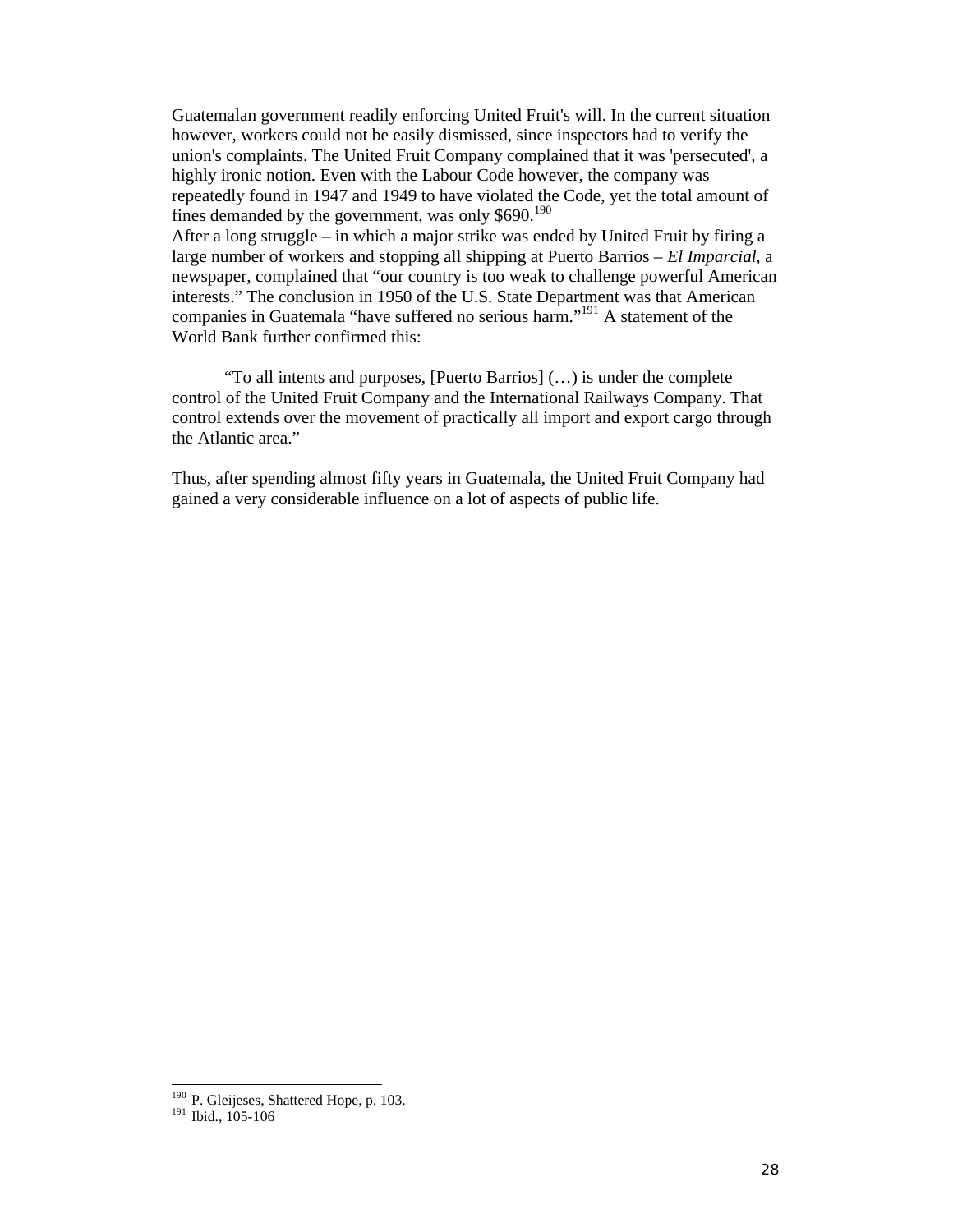Guatemalan government readily enforcing United Fruit's will. In the current situation however, workers could not be easily dismissed, since inspectors had to verify the union's complaints. The United Fruit Company complained that it was 'persecuted', a highly ironic notion. Even with the Labour Code however, the company was repeatedly found in 1947 and 1949 to have violated the Code, yet the total amount of fines demanded by the government, was only $690.[190]
After a long struggle – in which a major strike was ended by United Fruit by firing a large number of workers and stopping all shipping at Puerto Barrios – *El Imparcial*, a newspaper, complained that "our country is too weak to challenge powerful American interests." The conclusion in 1950 of the U.S. State Department was that American companies in Guatemala "have suffered no serious harm."[191] A statement of the World Bank further confirmed this:

> "To all intents and purposes, [Puerto Barrios] (…) is under the complete control of the United Fruit Company and the International Railways Company. That control extends over the movement of practically all import and export cargo through the Atlantic area."

Thus, after spending almost fifty years in Guatemala, the United Fruit Company had gained a very considerable influence on a lot of aspects of public life.

---

[190] P. Gleijeses, Shattered Hope, p. 103.
[191] Ibid., 105-106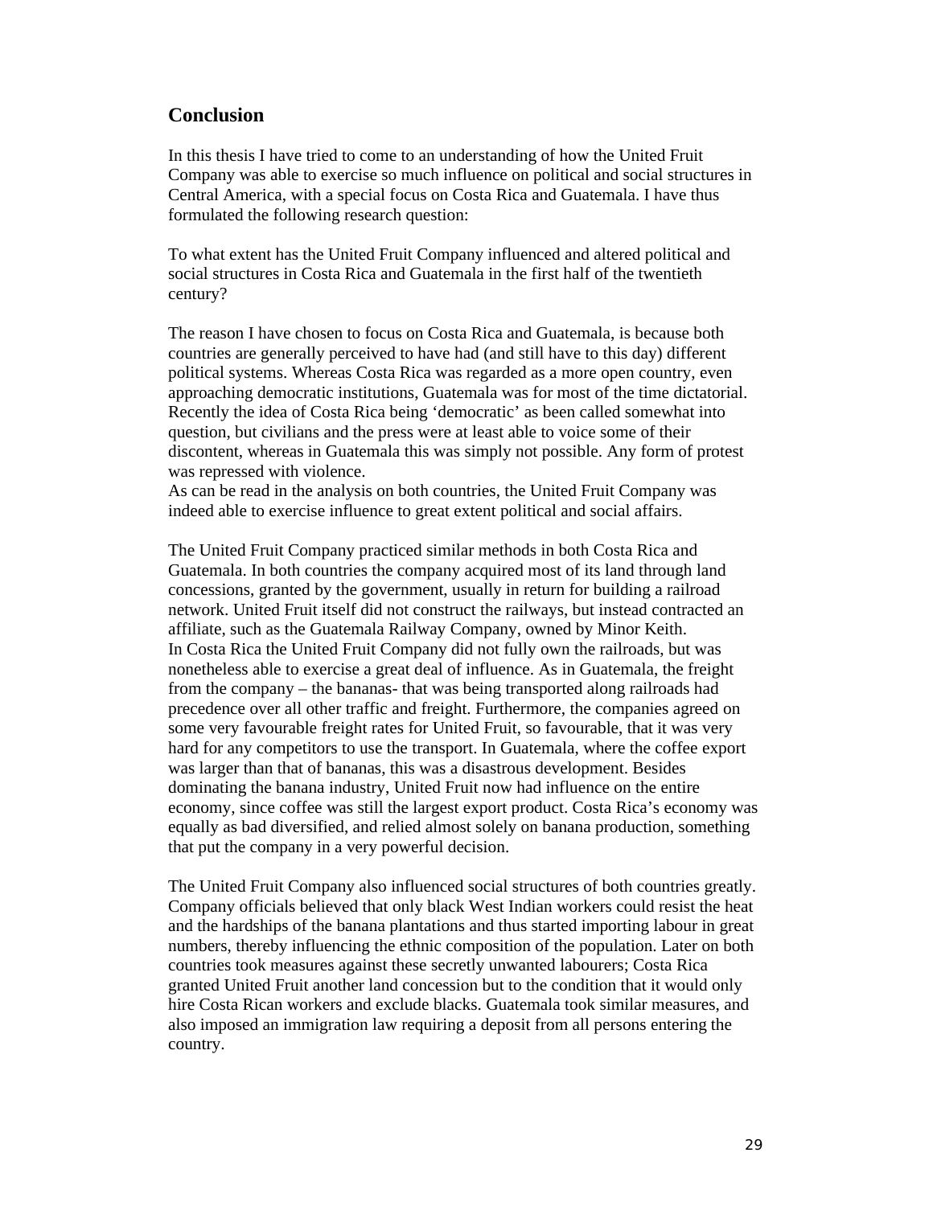## Conclusion

In this thesis I have tried to come to an understanding of how the United Fruit Company was able to exercise so much influence on political and social structures in Central America, with a special focus on Costa Rica and Guatemala. I have thus formulated the following research question:

To what extent has the United Fruit Company influenced and altered political and social structures in Costa Rica and Guatemala in the first half of the twentieth century?

The reason I have chosen to focus on Costa Rica and Guatemala, is because both countries are generally perceived to have had (and still have to this day) different political systems. Whereas Costa Rica was regarded as a more open country, even approaching democratic institutions, Guatemala was for most of the time dictatorial. Recently the idea of Costa Rica being 'democratic' as been called somewhat into question, but civilians and the press were at least able to voice some of their discontent, whereas in Guatemala this was simply not possible. Any form of protest was repressed with violence.
As can be read in the analysis on both countries, the United Fruit Company was indeed able to exercise influence to great extent political and social affairs.

The United Fruit Company practiced similar methods in both Costa Rica and Guatemala. In both countries the company acquired most of its land through land concessions, granted by the government, usually in return for building a railroad network. United Fruit itself did not construct the railways, but instead contracted an affiliate, such as the Guatemala Railway Company, owned by Minor Keith.
In Costa Rica the United Fruit Company did not fully own the railroads, but was nonetheless able to exercise a great deal of influence. As in Guatemala, the freight from the company – the bananas- that was being transported along railroads had precedence over all other traffic and freight. Furthermore, the companies agreed on some very favourable freight rates for United Fruit, so favourable, that it was very hard for any competitors to use the transport. In Guatemala, where the coffee export was larger than that of bananas, this was a disastrous development. Besides dominating the banana industry, United Fruit now had influence on the entire economy, since coffee was still the largest export product. Costa Rica's economy was equally as bad diversified, and relied almost solely on banana production, something that put the company in a very powerful decision.

The United Fruit Company also influenced social structures of both countries greatly. Company officials believed that only black West Indian workers could resist the heat and the hardships of the banana plantations and thus started importing labour in great numbers, thereby influencing the ethnic composition of the population. Later on both countries took measures against these secretly unwanted labourers; Costa Rica granted United Fruit another land concession but to the condition that it would only hire Costa Rican workers and exclude blacks. Guatemala took similar measures, and also imposed an immigration law requiring a deposit from all persons entering the country.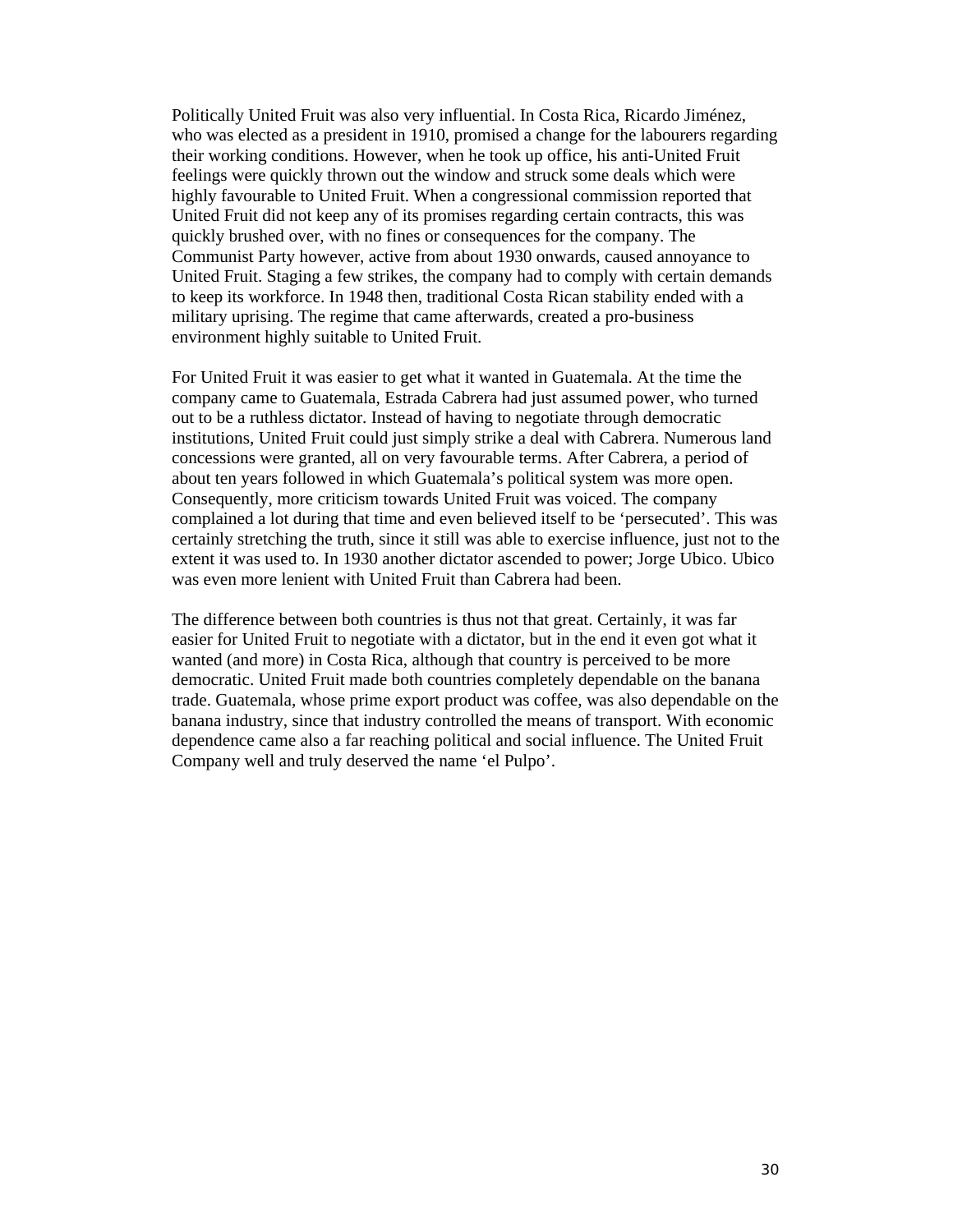Politically United Fruit was also very influential. In Costa Rica, Ricardo Jiménez, who was elected as a president in 1910, promised a change for the labourers regarding their working conditions. However, when he took up office, his anti-United Fruit feelings were quickly thrown out the window and struck some deals which were highly favourable to United Fruit. When a congressional commission reported that United Fruit did not keep any of its promises regarding certain contracts, this was quickly brushed over, with no fines or consequences for the company. The Communist Party however, active from about 1930 onwards, caused annoyance to United Fruit. Staging a few strikes, the company had to comply with certain demands to keep its workforce. In 1948 then, traditional Costa Rican stability ended with a military uprising. The regime that came afterwards, created a pro-business environment highly suitable to United Fruit.

For United Fruit it was easier to get what it wanted in Guatemala. At the time the company came to Guatemala, Estrada Cabrera had just assumed power, who turned out to be a ruthless dictator. Instead of having to negotiate through democratic institutions, United Fruit could just simply strike a deal with Cabrera. Numerous land concessions were granted, all on very favourable terms. After Cabrera, a period of about ten years followed in which Guatemala's political system was more open. Consequently, more criticism towards United Fruit was voiced. The company complained a lot during that time and even believed itself to be 'persecuted'. This was certainly stretching the truth, since it still was able to exercise influence, just not to the extent it was used to. In 1930 another dictator ascended to power; Jorge Ubico. Ubico was even more lenient with United Fruit than Cabrera had been.

The difference between both countries is thus not that great. Certainly, it was far easier for United Fruit to negotiate with a dictator, but in the end it even got what it wanted (and more) in Costa Rica, although that country is perceived to be more democratic. United Fruit made both countries completely dependable on the banana trade. Guatemala, whose prime export product was coffee, was also dependable on the banana industry, since that industry controlled the means of transport. With economic dependence came also a far reaching political and social influence. The United Fruit Company well and truly deserved the name 'el Pulpo'.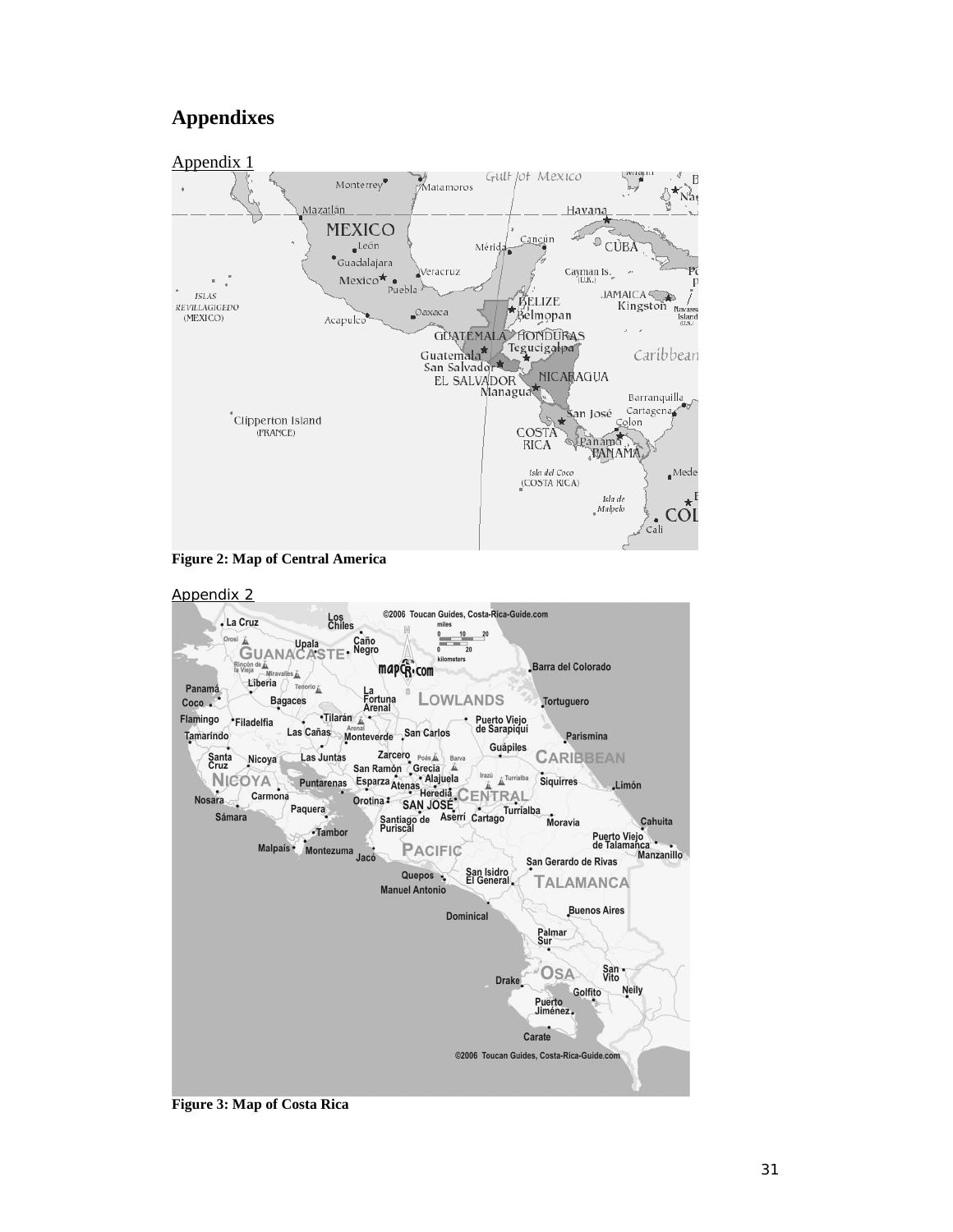# Appendixes

Appendix 1

Figure 2: Map of Central America

Appendix 2

Figure 3: Map of Costa Rica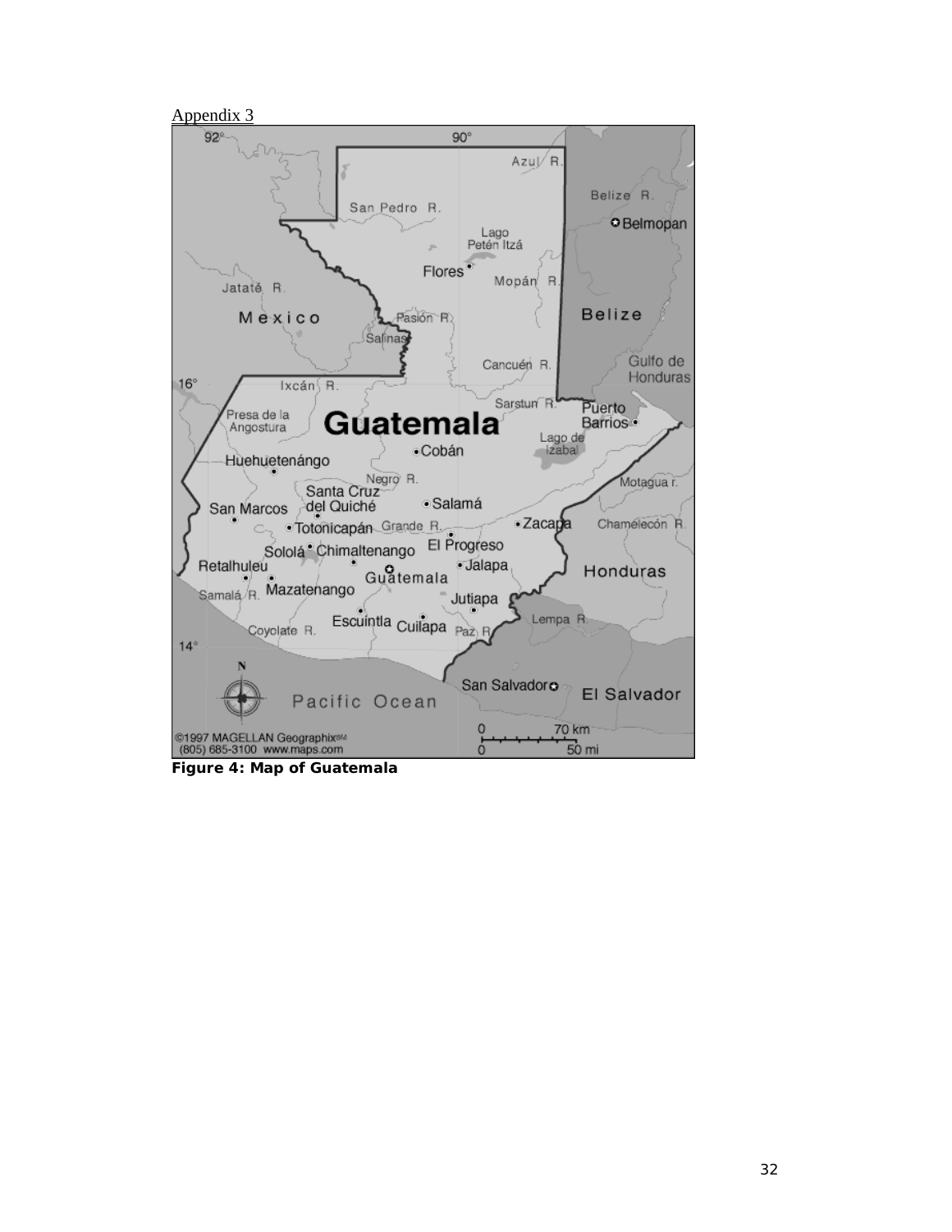Appendix 3

**Figure 4: Map of Guatemala**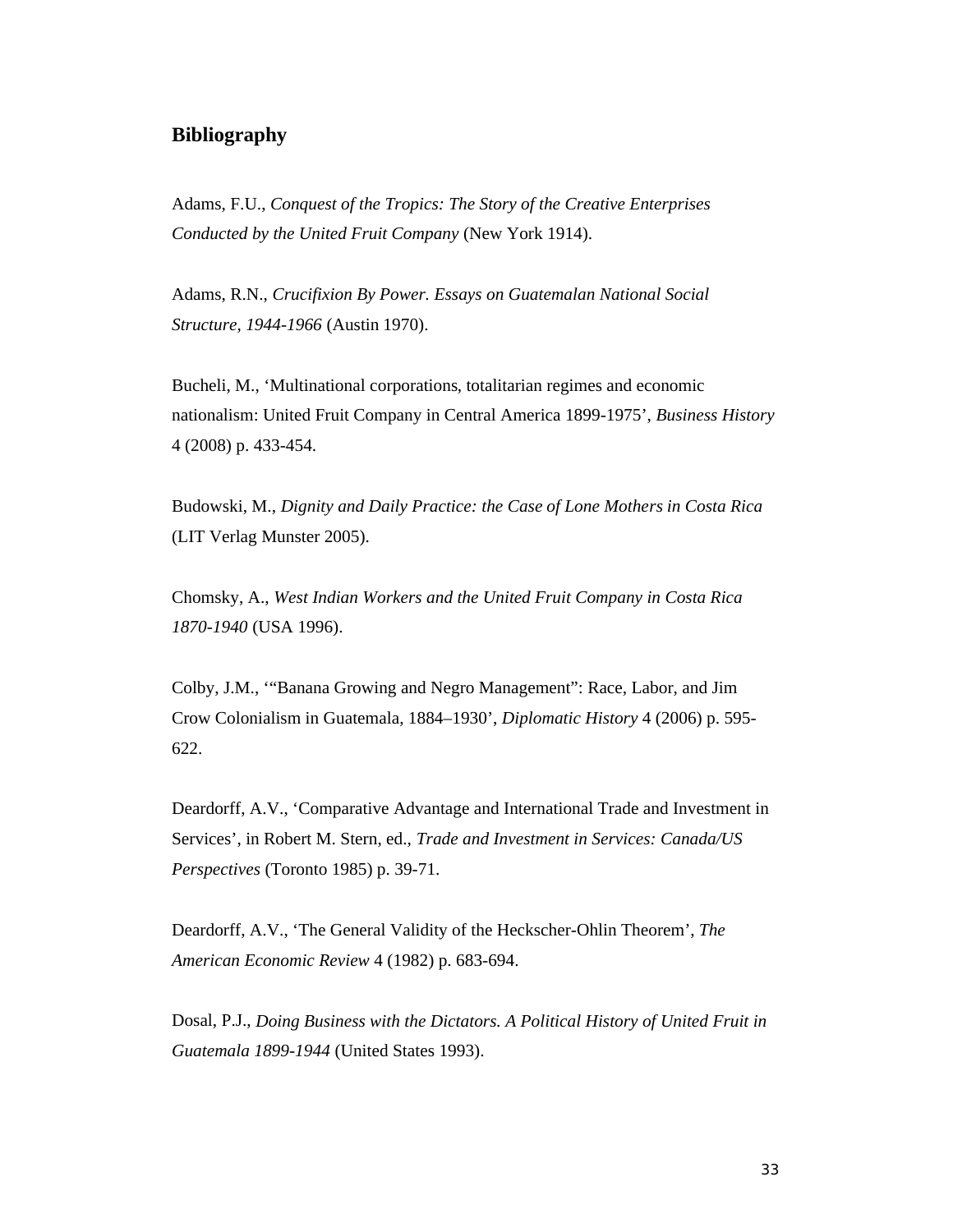## Bibliography

Adams, F.U., *Conquest of the Tropics: The Story of the Creative Enterprises Conducted by the United Fruit Company* (New York 1914).

Adams, R.N., *Crucifixion By Power. Essays on Guatemalan National Social Structure, 1944-1966* (Austin 1970).

Bucheli, M., 'Multinational corporations, totalitarian regimes and economic nationalism: United Fruit Company in Central America 1899-1975', *Business History* 4 (2008) p. 433-454.

Budowski, M., *Dignity and Daily Practice: the Case of Lone Mothers in Costa Rica* (LIT Verlag Munster 2005).

Chomsky, A., *West Indian Workers and the United Fruit Company in Costa Rica 1870-1940* (USA 1996).

Colby, J.M., '"Banana Growing and Negro Management": Race, Labor, and Jim Crow Colonialism in Guatemala, 1884–1930', *Diplomatic History* 4 (2006) p. 595-622.

Deardorff, A.V., 'Comparative Advantage and International Trade and Investment in Services', in Robert M. Stern, ed., *Trade and Investment in Services: Canada/US Perspectives* (Toronto 1985) p. 39-71.

Deardorff, A.V., 'The General Validity of the Heckscher-Ohlin Theorem', *The American Economic Review* 4 (1982) p. 683-694.

Dosal, P.J., *Doing Business with the Dictators. A Political History of United Fruit in Guatemala 1899-1944* (United States 1993).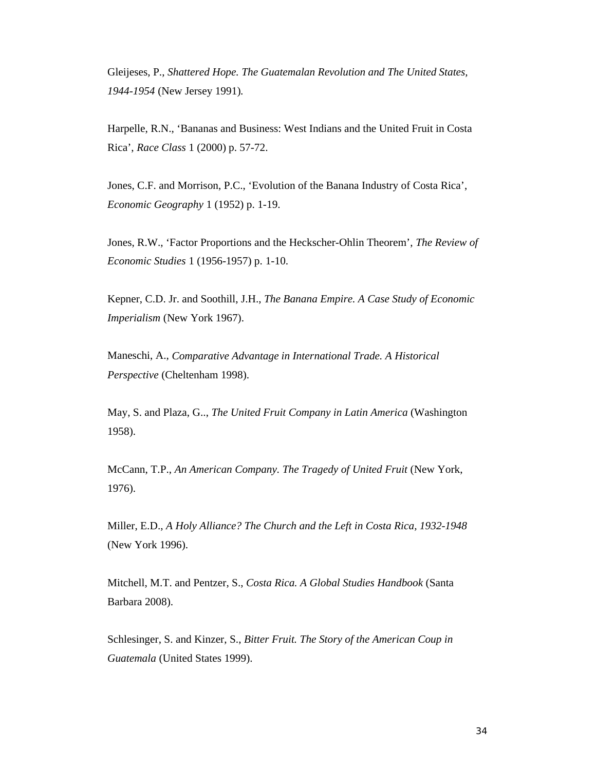Gleijeses, P., *Shattered Hope. The Guatemalan Revolution and The United States, 1944-1954* (New Jersey 1991).

Harpelle, R.N., 'Bananas and Business: West Indians and the United Fruit in Costa Rica', *Race Class* 1 (2000) p. 57-72.

Jones, C.F. and Morrison, P.C., 'Evolution of the Banana Industry of Costa Rica', *Economic Geography* 1 (1952) p. 1-19.

Jones, R.W., 'Factor Proportions and the Heckscher-Ohlin Theorem', *The Review of Economic Studies* 1 (1956-1957) p. 1-10.

Kepner, C.D. Jr. and Soothill, J.H., *The Banana Empire. A Case Study of Economic Imperialism* (New York 1967).

Maneschi, A., *Comparative Advantage in International Trade. A Historical Perspective* (Cheltenham 1998).

May, S. and Plaza, G.., *The United Fruit Company in Latin America* (Washington 1958).

McCann, T.P., *An American Company. The Tragedy of United Fruit* (New York, 1976).

Miller, E.D., *A Holy Alliance? The Church and the Left in Costa Rica, 1932-1948* (New York 1996).

Mitchell, M.T. and Pentzer, S., *Costa Rica. A Global Studies Handbook* (Santa Barbara 2008).

Schlesinger, S. and Kinzer, S., *Bitter Fruit. The Story of the American Coup in Guatemala* (United States 1999).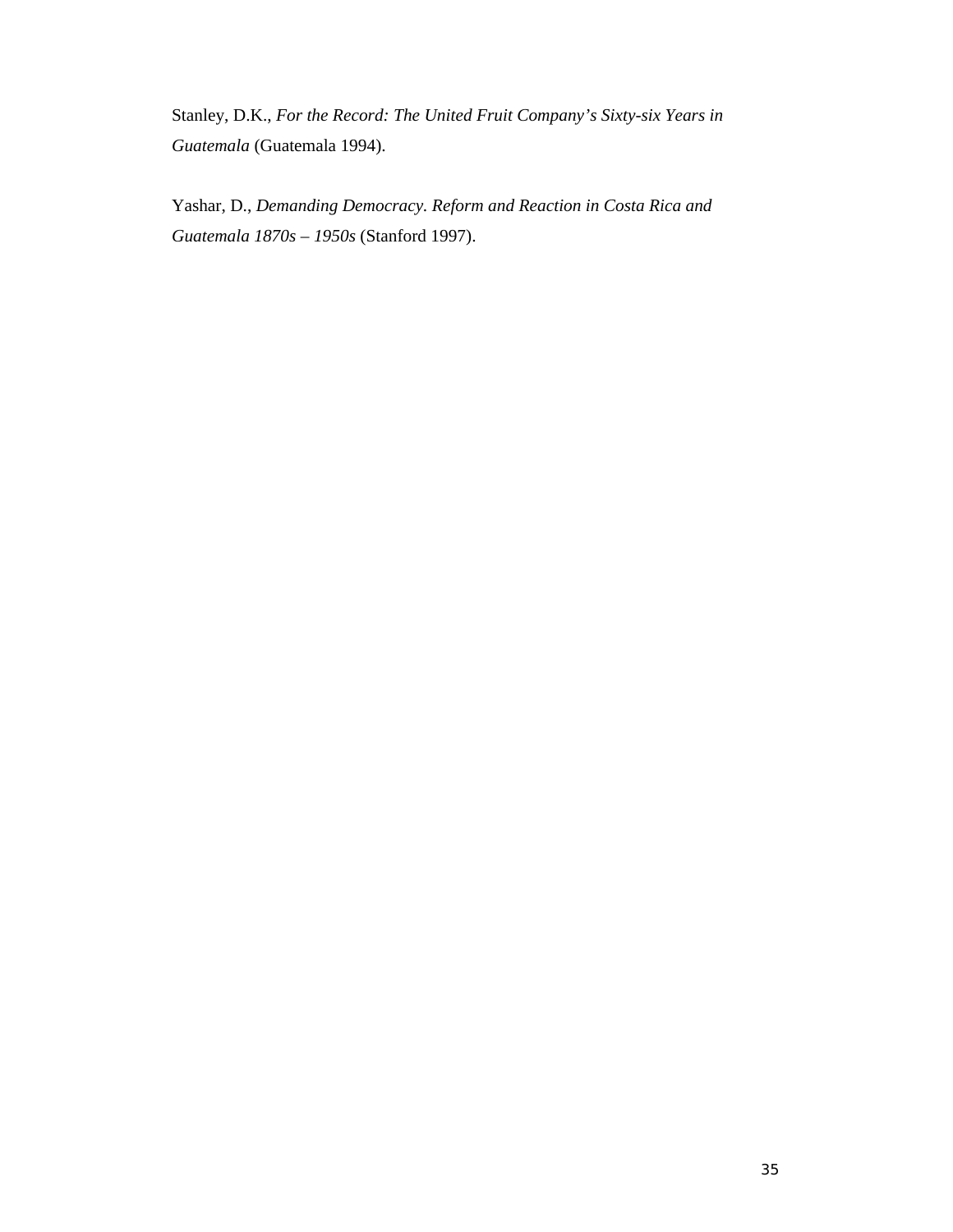Stanley, D.K., *For the Record: The United Fruit Company's Sixty-six Years in Guatemala* (Guatemala 1994).

Yashar, D., *Demanding Democracy. Reform and Reaction in Costa Rica and Guatemala 1870s – 1950s* (Stanford 1997).